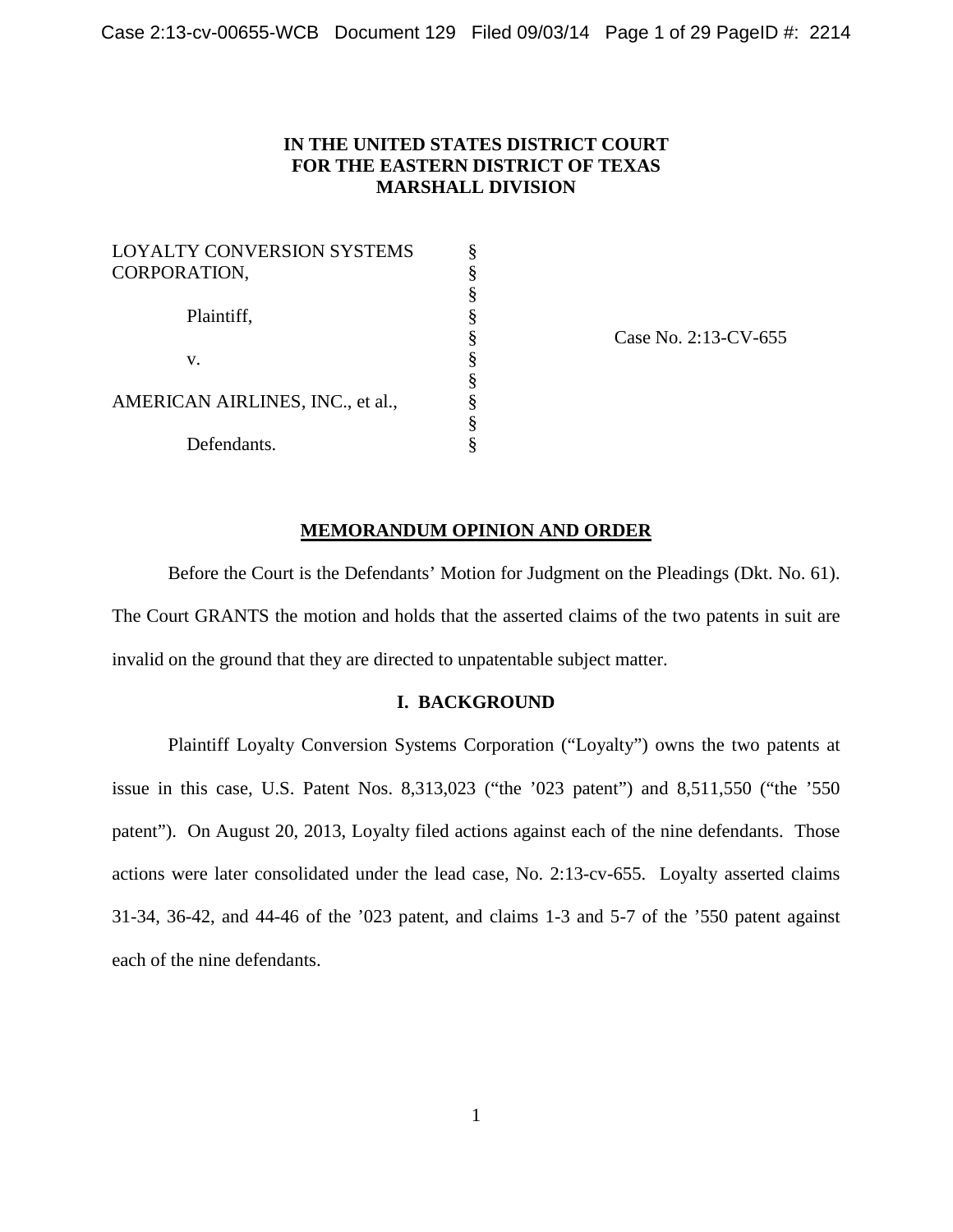# IN THE UNITED STATES DISTRICT COURT FOR THE EASTERN DISTRICT OF TEXAS MARSHALL DIVISION

| | | |
|---|---|---|
| LOYALTY CONVERSION SYSTEMS CORPORATION, | § | |
| | § | |
| Plaintiff, | § | |
| | § | Case No. 2:13-CV-655 |
| v. | § | |
| | § | |
| AMERICAN AIRLINES, INC., et al., | § | |
| | § | |
| Defendants. | § | |

## MEMORANDUM OPINION AND ORDER

Before the Court is the Defendants' Motion for Judgment on the Pleadings (Dkt. No. 61). The Court GRANTS the motion and holds that the asserted claims of the two patents in suit are invalid on the ground that they are directed to unpatentable subject matter.

## I. BACKGROUND

Plaintiff Loyalty Conversion Systems Corporation ("Loyalty") owns the two patents at issue in this case, U.S. Patent Nos. 8,313,023 ("the '023 patent") and 8,511,550 ("the '550 patent"). On August 20, 2013, Loyalty filed actions against each of the nine defendants. Those actions were later consolidated under the lead case, No. 2:13-cv-655. Loyalty asserted claims 31-34, 36-42, and 44-46 of the '023 patent, and claims 1-3 and 5-7 of the '550 patent against each of the nine defendants.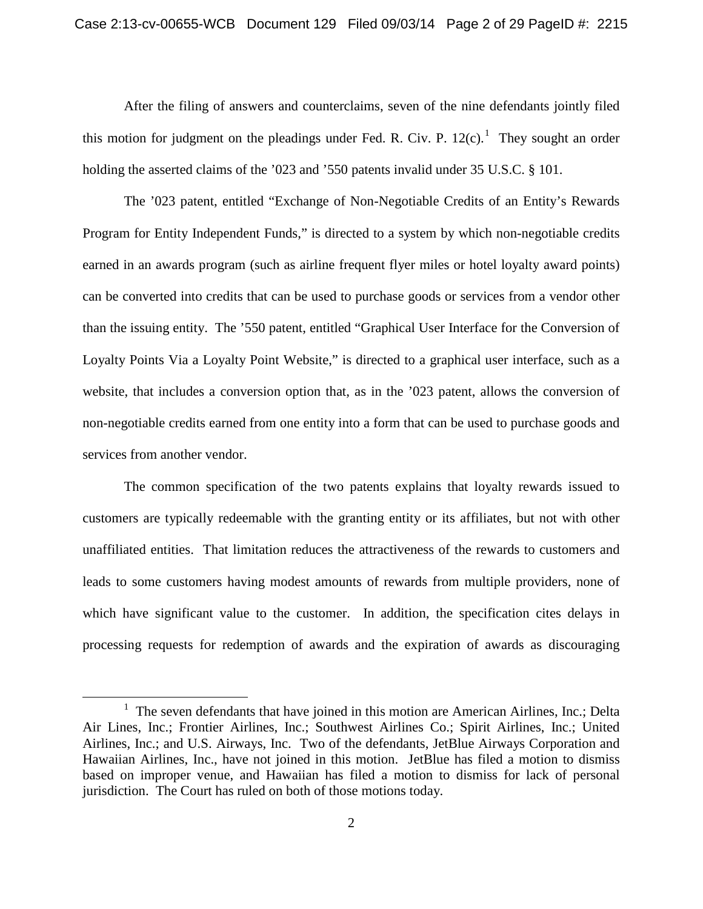After the filing of answers and counterclaims, seven of the nine defendants jointly filed this motion for judgment on the pleadings under Fed. R. Civ. P. 12(c).[1] They sought an order holding the asserted claims of the '023 and '550 patents invalid under 35 U.S.C. § 101.

The '023 patent, entitled "Exchange of Non-Negotiable Credits of an Entity's Rewards Program for Entity Independent Funds," is directed to a system by which non-negotiable credits earned in an awards program (such as airline frequent flyer miles or hotel loyalty award points) can be converted into credits that can be used to purchase goods or services from a vendor other than the issuing entity. The '550 patent, entitled "Graphical User Interface for the Conversion of Loyalty Points Via a Loyalty Point Website," is directed to a graphical user interface, such as a website, that includes a conversion option that, as in the '023 patent, allows the conversion of non-negotiable credits earned from one entity into a form that can be used to purchase goods and services from another vendor.

The common specification of the two patents explains that loyalty rewards issued to customers are typically redeemable with the granting entity or its affiliates, but not with other unaffiliated entities. That limitation reduces the attractiveness of the rewards to customers and leads to some customers having modest amounts of rewards from multiple providers, none of which have significant value to the customer. In addition, the specification cites delays in processing requests for redemption of awards and the expiration of awards as discouraging

[1] The seven defendants that have joined in this motion are American Airlines, Inc.; Delta Air Lines, Inc.; Frontier Airlines, Inc.; Southwest Airlines Co.; Spirit Airlines, Inc.; United Airlines, Inc.; and U.S. Airways, Inc. Two of the defendants, JetBlue Airways Corporation and Hawaiian Airlines, Inc., have not joined in this motion. JetBlue has filed a motion to dismiss based on improper venue, and Hawaiian has filed a motion to dismiss for lack of personal jurisdiction. The Court has ruled on both of those motions today.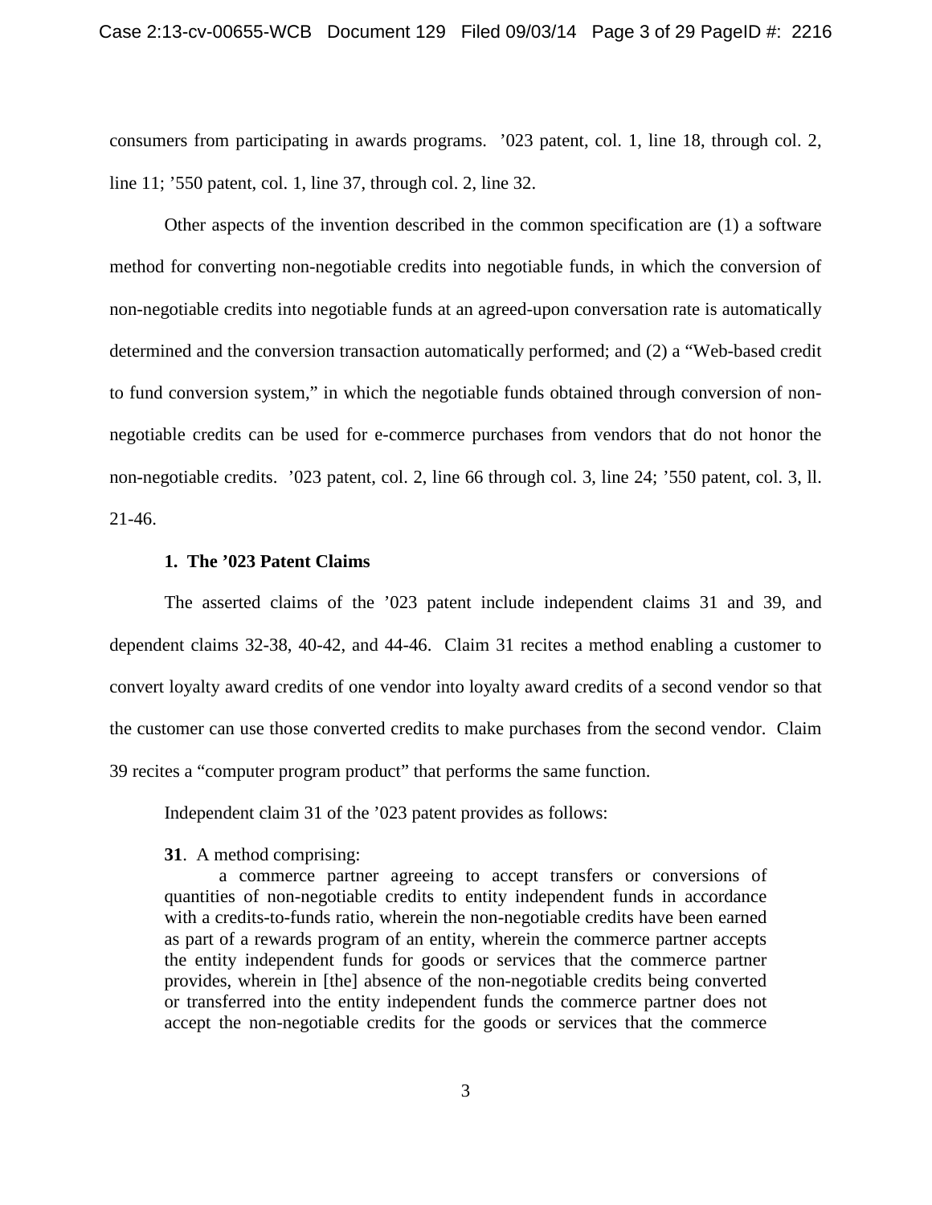consumers from participating in awards programs. ’023 patent, col. 1, line 18, through col. 2, line 11; ’550 patent, col. 1, line 37, through col. 2, line 32.

Other aspects of the invention described in the common specification are (1) a software method for converting non-negotiable credits into negotiable funds, in which the conversion of non-negotiable credits into negotiable funds at an agreed-upon conversation rate is automatically determined and the conversion transaction automatically performed; and (2) a “Web-based credit to fund conversion system,” in which the negotiable funds obtained through conversion of non-negotiable credits can be used for e-commerce purchases from vendors that do not honor the non-negotiable credits. ’023 patent, col. 2, line 66 through col. 3, line 24; ’550 patent, col. 3, ll. 21-46.

### 1. The ’023 Patent Claims

The asserted claims of the ’023 patent include independent claims 31 and 39, and dependent claims 32-38, 40-42, and 44-46. Claim 31 recites a method enabling a customer to convert loyalty award credits of one vendor into loyalty award credits of a second vendor so that the customer can use those converted credits to make purchases from the second vendor. Claim 39 recites a “computer program product” that performs the same function.

Independent claim 31 of the ’023 patent provides as follows:

> **31**. A method comprising:
>
> a commerce partner agreeing to accept transfers or conversions of quantities of non-negotiable credits to entity independent funds in accordance with a credits-to-funds ratio, wherein the non-negotiable credits have been earned as part of a rewards program of an entity, wherein the commerce partner accepts the entity independent funds for goods or services that the commerce partner provides, wherein in [the] absence of the non-negotiable credits being converted or transferred into the entity independent funds the commerce partner does not accept the non-negotiable credits for the goods or services that the commerce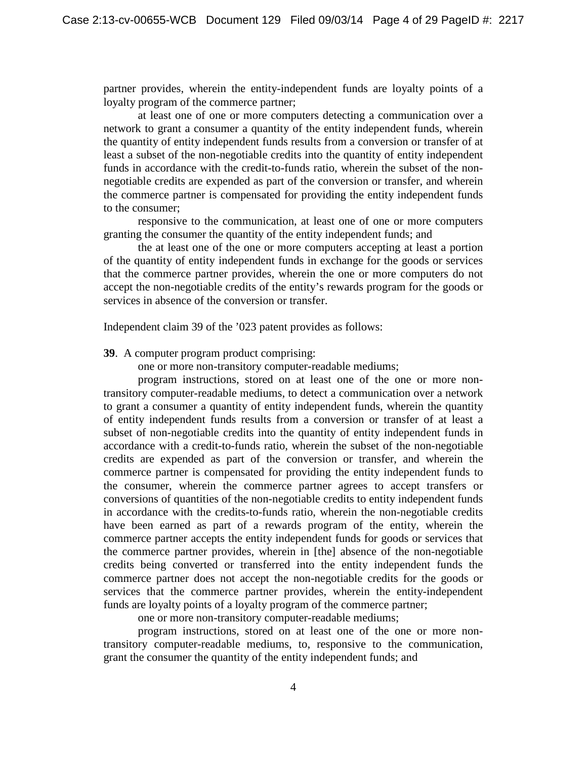partner provides, wherein the entity-independent funds are loyalty points of a loyalty program of the commerce partner;

at least one of one or more computers detecting a communication over a network to grant a consumer a quantity of the entity independent funds, wherein the quantity of entity independent funds results from a conversion or transfer of at least a subset of the non-negotiable credits into the quantity of entity independent funds in accordance with the credit-to-funds ratio, wherein the subset of the non-negotiable credits are expended as part of the conversion or transfer, and wherein the commerce partner is compensated for providing the entity independent funds to the consumer;

responsive to the communication, at least one of one or more computers granting the consumer the quantity of the entity independent funds; and

the at least one of the one or more computers accepting at least a portion of the quantity of entity independent funds in exchange for the goods or services that the commerce partner provides, wherein the one or more computers do not accept the non-negotiable credits of the entity's rewards program for the goods or services in absence of the conversion or transfer.

Independent claim 39 of the '023 patent provides as follows:

**39**. A computer program product comprising:

one or more non-transitory computer-readable mediums;

program instructions, stored on at least one of the one or more non-transitory computer-readable mediums, to detect a communication over a network to grant a consumer a quantity of entity independent funds, wherein the quantity of entity independent funds results from a conversion or transfer of at least a subset of non-negotiable credits into the quantity of entity independent funds in accordance with a credit-to-funds ratio, wherein the subset of the non-negotiable credits are expended as part of the conversion or transfer, and wherein the commerce partner is compensated for providing the entity independent funds to the consumer, wherein the commerce partner agrees to accept transfers or conversions of quantities of the non-negotiable credits to entity independent funds in accordance with the credits-to-funds ratio, wherein the non-negotiable credits have been earned as part of a rewards program of the entity, wherein the commerce partner accepts the entity independent funds for goods or services that the commerce partner provides, wherein in [the] absence of the non-negotiable credits being converted or transferred into the entity independent funds the commerce partner does not accept the non-negotiable credits for the goods or services that the commerce partner provides, wherein the entity-independent funds are loyalty points of a loyalty program of the commerce partner;

one or more non-transitory computer-readable mediums;

program instructions, stored on at least one of the one or more non-transitory computer-readable mediums, to, responsive to the communication, grant the consumer the quantity of the entity independent funds; and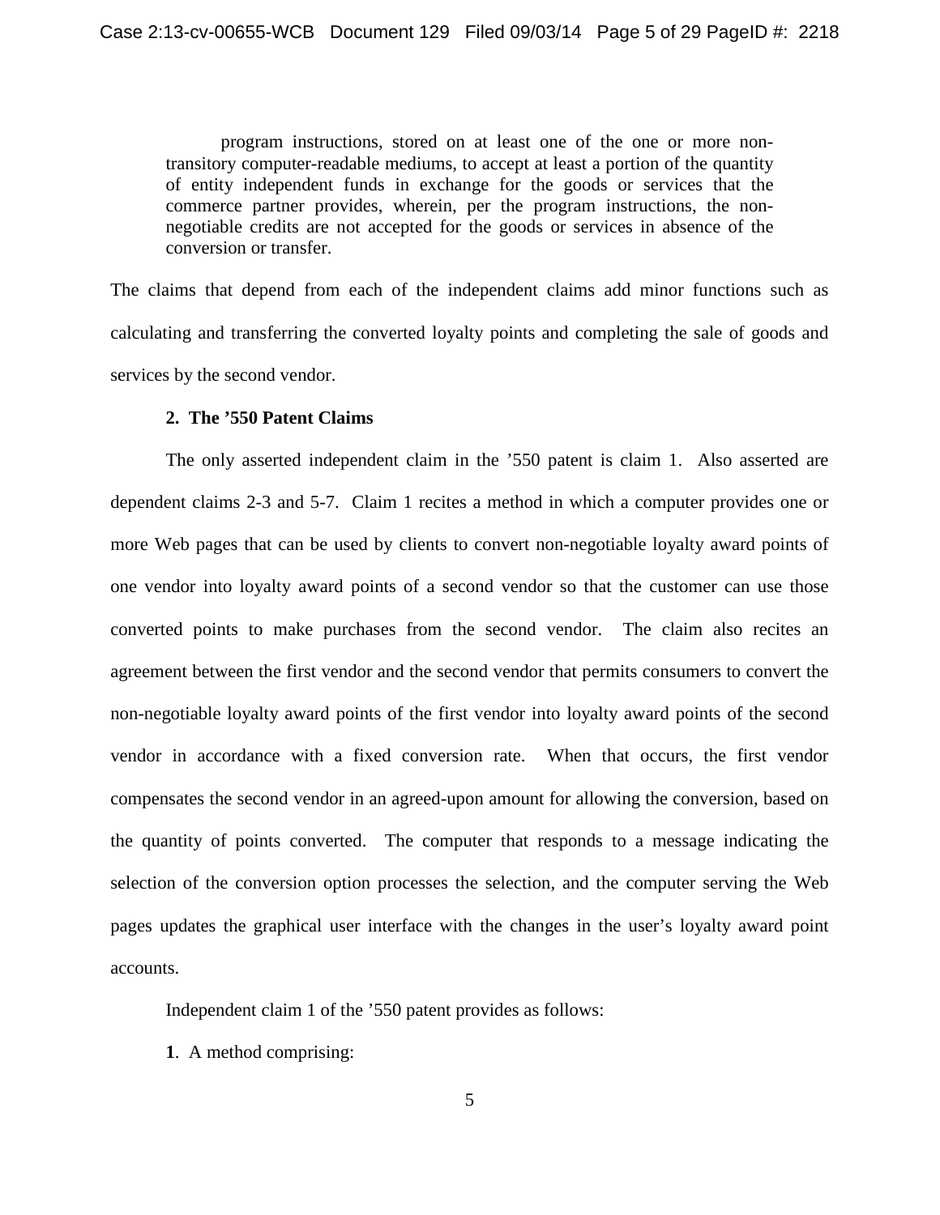> program instructions, stored on at least one of the one or more non-transitory computer-readable mediums, to accept at least a portion of the quantity of entity independent funds in exchange for the goods or services that the commerce partner provides, wherein, per the program instructions, the non-negotiable credits are not accepted for the goods or services in absence of the conversion or transfer.

The claims that depend from each of the independent claims add minor functions such as calculating and transferring the converted loyalty points and completing the sale of goods and services by the second vendor.

**2. The '550 Patent Claims**

The only asserted independent claim in the '550 patent is claim 1. Also asserted are dependent claims 2-3 and 5-7. Claim 1 recites a method in which a computer provides one or more Web pages that can be used by clients to convert non-negotiable loyalty award points of one vendor into loyalty award points of a second vendor so that the customer can use those converted points to make purchases from the second vendor. The claim also recites an agreement between the first vendor and the second vendor that permits consumers to convert the non-negotiable loyalty award points of the first vendor into loyalty award points of the second vendor in accordance with a fixed conversion rate. When that occurs, the first vendor compensates the second vendor in an agreed-upon amount for allowing the conversion, based on the quantity of points converted. The computer that responds to a message indicating the selection of the conversion option processes the selection, and the computer serving the Web pages updates the graphical user interface with the changes in the user's loyalty award point accounts.

Independent claim 1 of the '550 patent provides as follows:

**1**. A method comprising: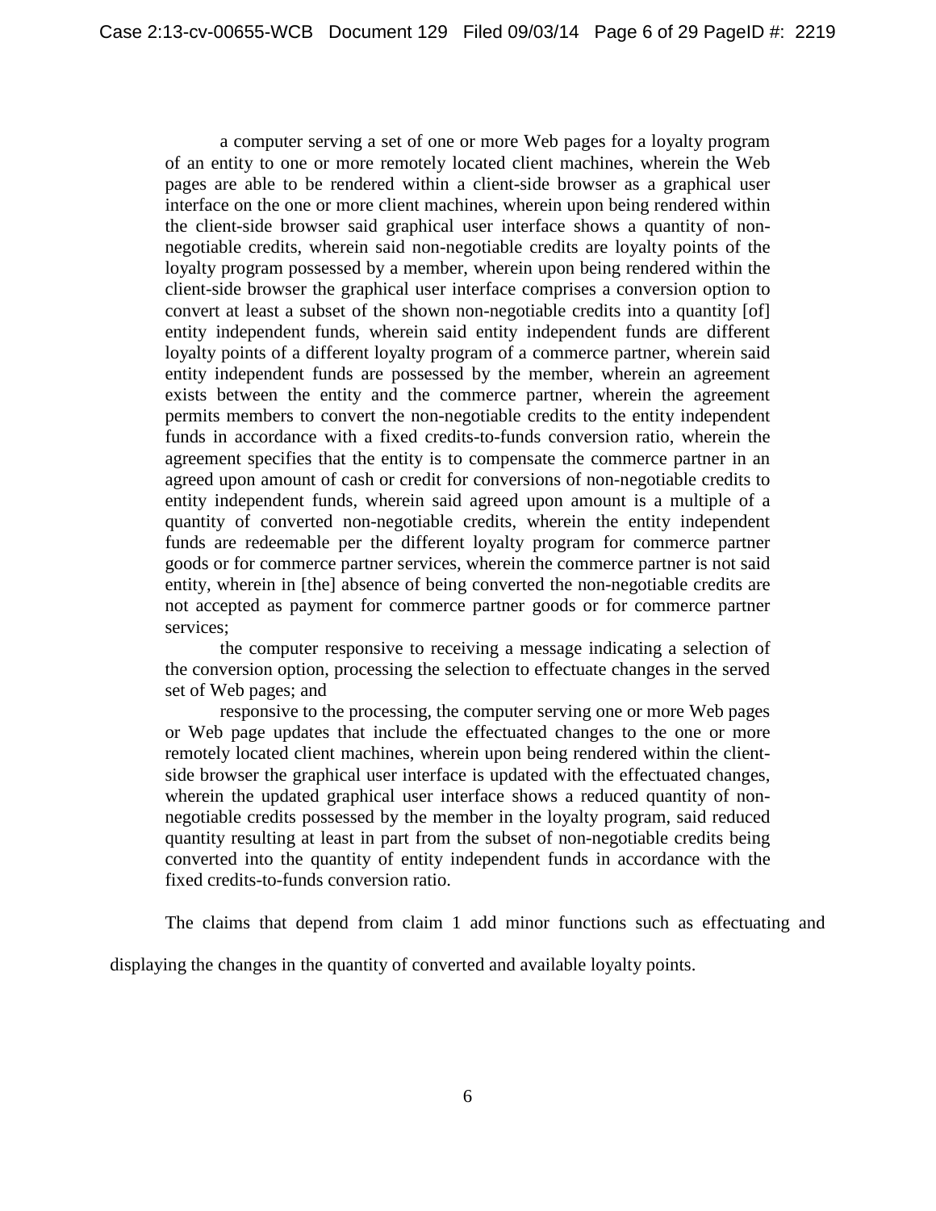a computer serving a set of one or more Web pages for a loyalty program of an entity to one or more remotely located client machines, wherein the Web pages are able to be rendered within a client-side browser as a graphical user interface on the one or more client machines, wherein upon being rendered within the client-side browser said graphical user interface shows a quantity of non-negotiable credits, wherein said non-negotiable credits are loyalty points of the loyalty program possessed by a member, wherein upon being rendered within the client-side browser the graphical user interface comprises a conversion option to convert at least a subset of the shown non-negotiable credits into a quantity [of] entity independent funds, wherein said entity independent funds are different loyalty points of a different loyalty program of a commerce partner, wherein said entity independent funds are possessed by the member, wherein an agreement exists between the entity and the commerce partner, wherein the agreement permits members to convert the non-negotiable credits to the entity independent funds in accordance with a fixed credits-to-funds conversion ratio, wherein the agreement specifies that the entity is to compensate the commerce partner in an agreed upon amount of cash or credit for conversions of non-negotiable credits to entity independent funds, wherein said agreed upon amount is a multiple of a quantity of converted non-negotiable credits, wherein the entity independent funds are redeemable per the different loyalty program for commerce partner goods or for commerce partner services, wherein the commerce partner is not said entity, wherein in [the] absence of being converted the non-negotiable credits are not accepted as payment for commerce partner goods or for commerce partner services;

the computer responsive to receiving a message indicating a selection of the conversion option, processing the selection to effectuate changes in the served set of Web pages; and

responsive to the processing, the computer serving one or more Web pages or Web page updates that include the effectuated changes to the one or more remotely located client machines, wherein upon being rendered within the client-side browser the graphical user interface is updated with the effectuated changes, wherein the updated graphical user interface shows a reduced quantity of non-negotiable credits possessed by the member in the loyalty program, said reduced quantity resulting at least in part from the subset of non-negotiable credits being converted into the quantity of entity independent funds in accordance with the fixed credits-to-funds conversion ratio.

The claims that depend from claim 1 add minor functions such as effectuating and displaying the changes in the quantity of converted and available loyalty points.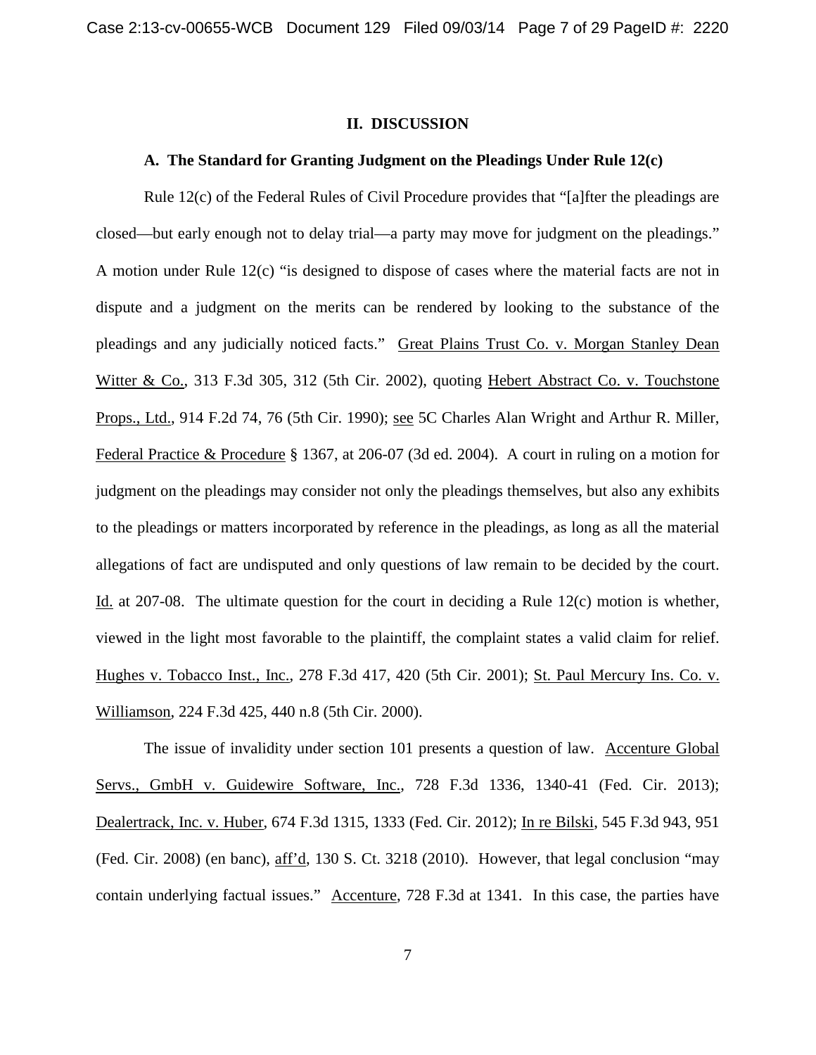## II. DISCUSSION

### A. The Standard for Granting Judgment on the Pleadings Under Rule 12(c)

Rule 12(c) of the Federal Rules of Civil Procedure provides that "[a]fter the pleadings are closed—but early enough not to delay trial—a party may move for judgment on the pleadings." A motion under Rule 12(c) "is designed to dispose of cases where the material facts are not in dispute and a judgment on the merits can be rendered by looking to the substance of the pleadings and any judicially noticed facts." Great Plains Trust Co. v. Morgan Stanley Dean Witter & Co., 313 F.3d 305, 312 (5th Cir. 2002), quoting Hebert Abstract Co. v. Touchstone Props., Ltd., 914 F.2d 74, 76 (5th Cir. 1990); see 5C Charles Alan Wright and Arthur R. Miller, Federal Practice & Procedure § 1367, at 206-07 (3d ed. 2004). A court in ruling on a motion for judgment on the pleadings may consider not only the pleadings themselves, but also any exhibits to the pleadings or matters incorporated by reference in the pleadings, as long as all the material allegations of fact are undisputed and only questions of law remain to be decided by the court. Id. at 207-08. The ultimate question for the court in deciding a Rule 12(c) motion is whether, viewed in the light most favorable to the plaintiff, the complaint states a valid claim for relief. Hughes v. Tobacco Inst., Inc., 278 F.3d 417, 420 (5th Cir. 2001); St. Paul Mercury Ins. Co. v. Williamson, 224 F.3d 425, 440 n.8 (5th Cir. 2000).

The issue of invalidity under section 101 presents a question of law. Accenture Global Servs., GmbH v. Guidewire Software, Inc., 728 F.3d 1336, 1340-41 (Fed. Cir. 2013); Dealertrack, Inc. v. Huber, 674 F.3d 1315, 1333 (Fed. Cir. 2012); In re Bilski, 545 F.3d 943, 951 (Fed. Cir. 2008) (en banc), aff'd, 130 S. Ct. 3218 (2010). However, that legal conclusion "may contain underlying factual issues." Accenture, 728 F.3d at 1341. In this case, the parties have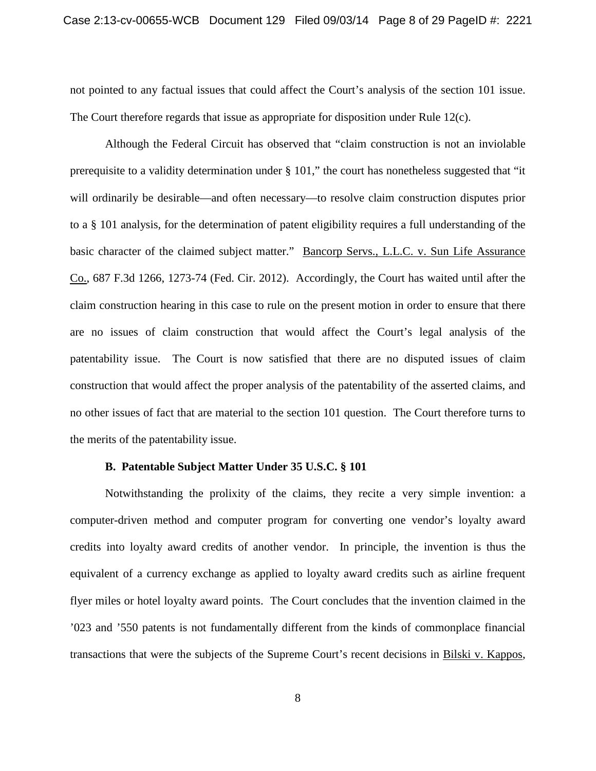not pointed to any factual issues that could affect the Court's analysis of the section 101 issue. The Court therefore regards that issue as appropriate for disposition under Rule 12(c).

Although the Federal Circuit has observed that "claim construction is not an inviolable prerequisite to a validity determination under § 101," the court has nonetheless suggested that "it will ordinarily be desirable—and often necessary—to resolve claim construction disputes prior to a § 101 analysis, for the determination of patent eligibility requires a full understanding of the basic character of the claimed subject matter." Bancorp Servs., L.L.C. v. Sun Life Assurance Co., 687 F.3d 1266, 1273-74 (Fed. Cir. 2012). Accordingly, the Court has waited until after the claim construction hearing in this case to rule on the present motion in order to ensure that there are no issues of claim construction that would affect the Court's legal analysis of the patentability issue. The Court is now satisfied that there are no disputed issues of claim construction that would affect the proper analysis of the patentability of the asserted claims, and no other issues of fact that are material to the section 101 question. The Court therefore turns to the merits of the patentability issue.

**B. Patentable Subject Matter Under 35 U.S.C. § 101**

Notwithstanding the prolixity of the claims, they recite a very simple invention: a computer-driven method and computer program for converting one vendor's loyalty award credits into loyalty award credits of another vendor. In principle, the invention is thus the equivalent of a currency exchange as applied to loyalty award credits such as airline frequent flyer miles or hotel loyalty award points. The Court concludes that the invention claimed in the '023 and '550 patents is not fundamentally different from the kinds of commonplace financial transactions that were the subjects of the Supreme Court's recent decisions in Bilski v. Kappos,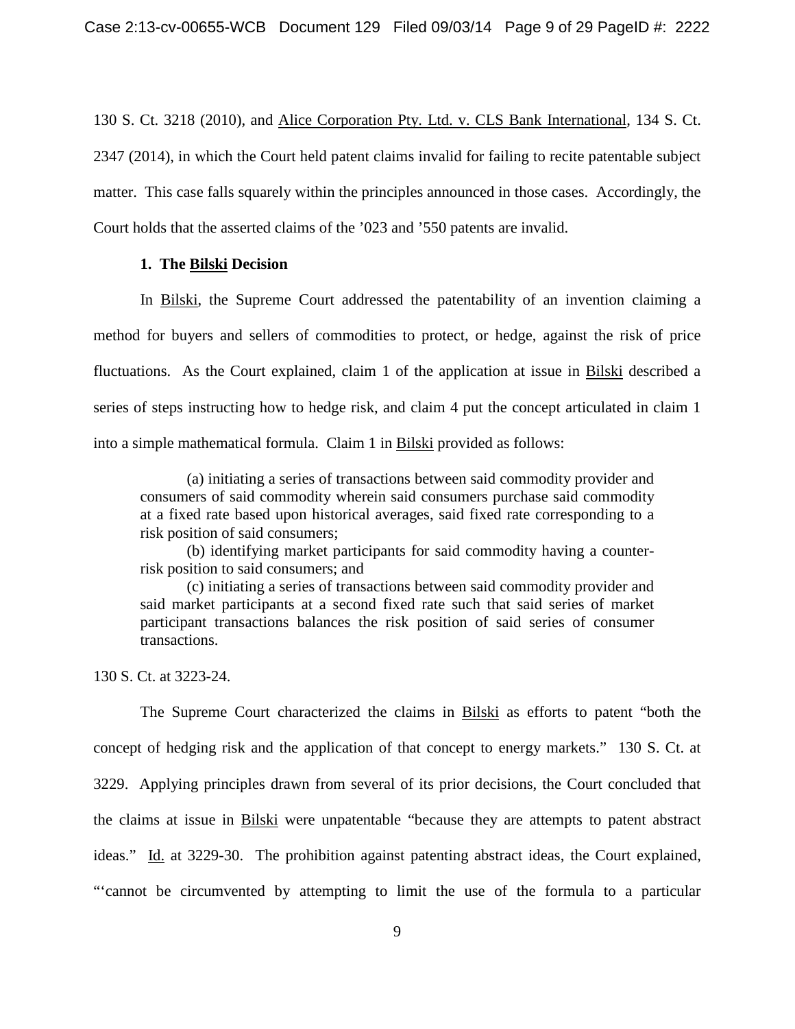130 S. Ct. 3218 (2010), and Alice Corporation Pty. Ltd. v. CLS Bank International, 134 S. Ct. 2347 (2014), in which the Court held patent claims invalid for failing to recite patentable subject matter. This case falls squarely within the principles announced in those cases. Accordingly, the Court holds that the asserted claims of the ’023 and ’550 patents are invalid.

**1. The Bilski Decision**

In Bilski, the Supreme Court addressed the patentability of an invention claiming a method for buyers and sellers of commodities to protect, or hedge, against the risk of price fluctuations. As the Court explained, claim 1 of the application at issue in Bilski described a series of steps instructing how to hedge risk, and claim 4 put the concept articulated in claim 1 into a simple mathematical formula. Claim 1 in Bilski provided as follows:

> (a) initiating a series of transactions between said commodity provider and consumers of said commodity wherein said consumers purchase said commodity at a fixed rate based upon historical averages, said fixed rate corresponding to a risk position of said consumers;
>
> (b) identifying market participants for said commodity having a counter-risk position to said consumers; and
>
> (c) initiating a series of transactions between said commodity provider and said market participants at a second fixed rate such that said series of market participant transactions balances the risk position of said series of consumer transactions.

130 S. Ct. at 3223-24.

The Supreme Court characterized the claims in Bilski as efforts to patent “both the concept of hedging risk and the application of that concept to energy markets.” 130 S. Ct. at 3229. Applying principles drawn from several of its prior decisions, the Court concluded that the claims at issue in Bilski were unpatentable “because they are attempts to patent abstract ideas.” Id. at 3229-30. The prohibition against patenting abstract ideas, the Court explained, “‘cannot be circumvented by attempting to limit the use of the formula to a particular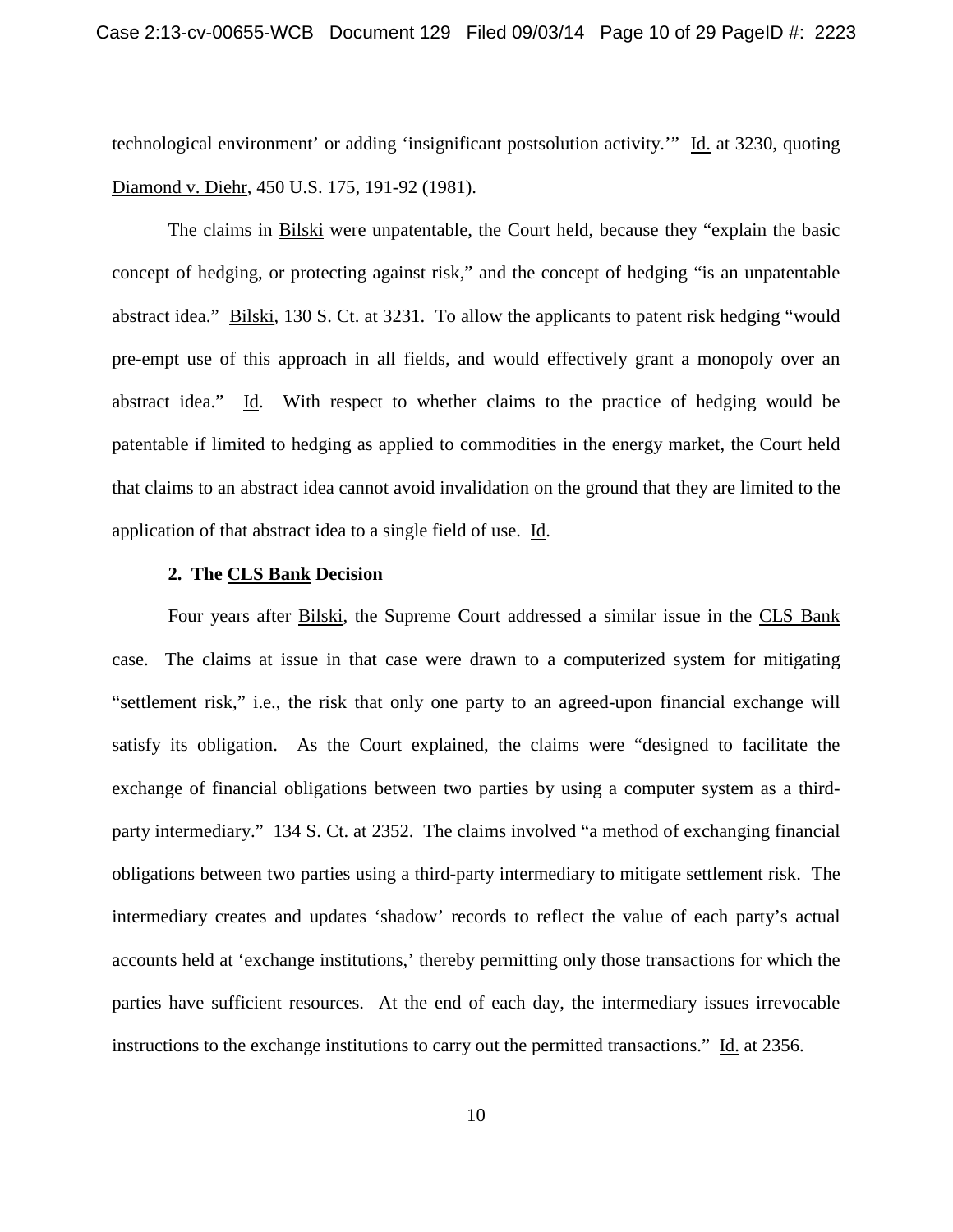technological environment' or adding 'insignificant postsolution activity.'" Id. at 3230, quoting Diamond v. Diehr, 450 U.S. 175, 191-92 (1981).

The claims in Bilski were unpatentable, the Court held, because they "explain the basic concept of hedging, or protecting against risk," and the concept of hedging "is an unpatentable abstract idea." Bilski, 130 S. Ct. at 3231. To allow the applicants to patent risk hedging "would pre-empt use of this approach in all fields, and would effectively grant a monopoly over an abstract idea." Id. With respect to whether claims to the practice of hedging would be patentable if limited to hedging as applied to commodities in the energy market, the Court held that claims to an abstract idea cannot avoid invalidation on the ground that they are limited to the application of that abstract idea to a single field of use. Id.

### 2. The CLS Bank Decision

Four years after Bilski, the Supreme Court addressed a similar issue in the CLS Bank case. The claims at issue in that case were drawn to a computerized system for mitigating "settlement risk," i.e., the risk that only one party to an agreed-upon financial exchange will satisfy its obligation. As the Court explained, the claims were "designed to facilitate the exchange of financial obligations between two parties by using a computer system as a third-party intermediary." 134 S. Ct. at 2352. The claims involved "a method of exchanging financial obligations between two parties using a third-party intermediary to mitigate settlement risk. The intermediary creates and updates 'shadow' records to reflect the value of each party's actual accounts held at 'exchange institutions,' thereby permitting only those transactions for which the parties have sufficient resources. At the end of each day, the intermediary issues irrevocable instructions to the exchange institutions to carry out the permitted transactions." Id. at 2356.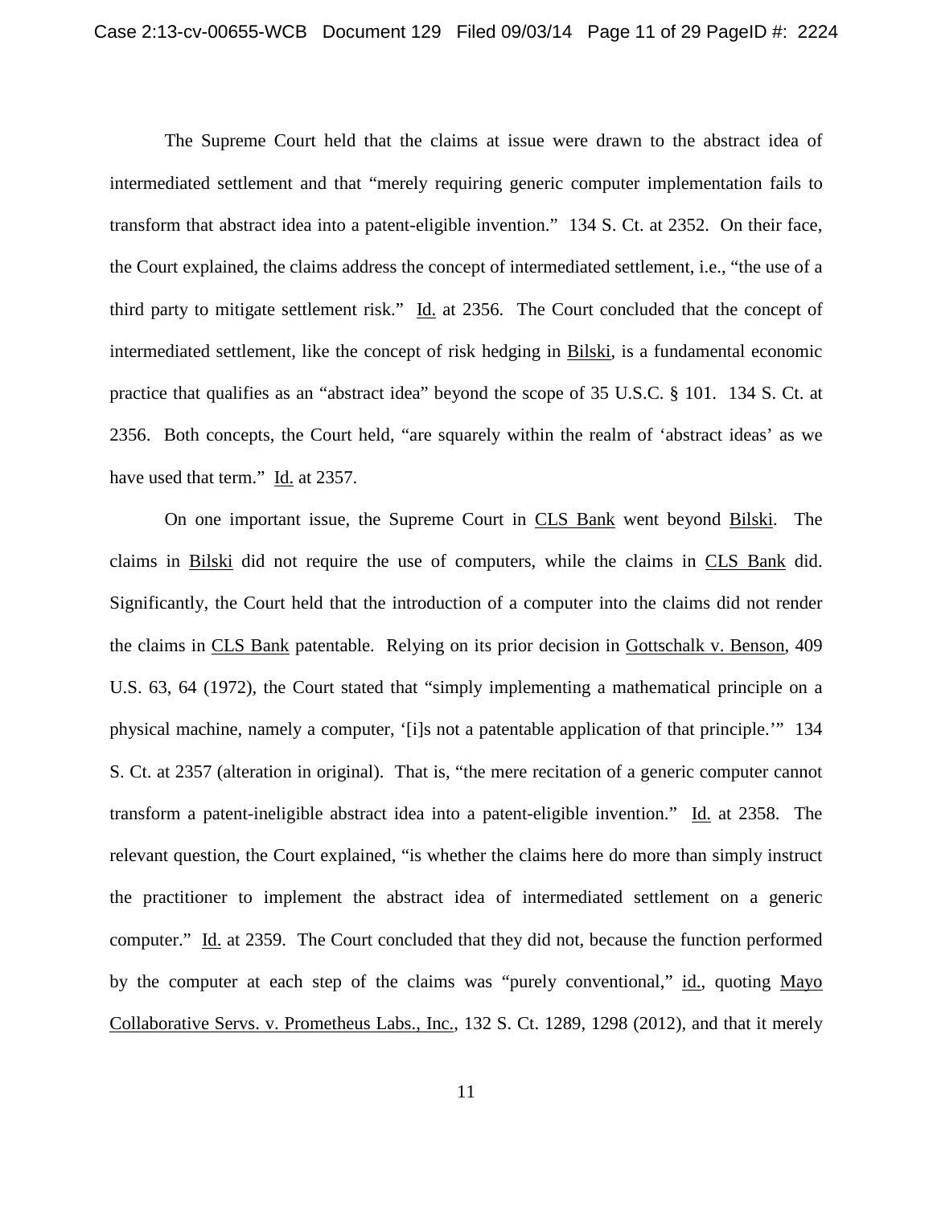The Supreme Court held that the claims at issue were drawn to the abstract idea of intermediated settlement and that "merely requiring generic computer implementation fails to transform that abstract idea into a patent-eligible invention." 134 S. Ct. at 2352. On their face, the Court explained, the claims address the concept of intermediated settlement, i.e., "the use of a third party to mitigate settlement risk." Id. at 2356. The Court concluded that the concept of intermediated settlement, like the concept of risk hedging in Bilski, is a fundamental economic practice that qualifies as an "abstract idea" beyond the scope of 35 U.S.C. § 101. 134 S. Ct. at 2356. Both concepts, the Court held, "are squarely within the realm of 'abstract ideas' as we have used that term." Id. at 2357.

On one important issue, the Supreme Court in CLS Bank went beyond Bilski. The claims in Bilski did not require the use of computers, while the claims in CLS Bank did. Significantly, the Court held that the introduction of a computer into the claims did not render the claims in CLS Bank patentable. Relying on its prior decision in Gottschalk v. Benson, 409 U.S. 63, 64 (1972), the Court stated that "simply implementing a mathematical principle on a physical machine, namely a computer, '[i]s not a patentable application of that principle.'" 134 S. Ct. at 2357 (alteration in original). That is, "the mere recitation of a generic computer cannot transform a patent-ineligible abstract idea into a patent-eligible invention." Id. at 2358. The relevant question, the Court explained, "is whether the claims here do more than simply instruct the practitioner to implement the abstract idea of intermediated settlement on a generic computer." Id. at 2359. The Court concluded that they did not, because the function performed by the computer at each step of the claims was "purely conventional," id., quoting Mayo Collaborative Servs. v. Prometheus Labs., Inc., 132 S. Ct. 1289, 1298 (2012), and that it merely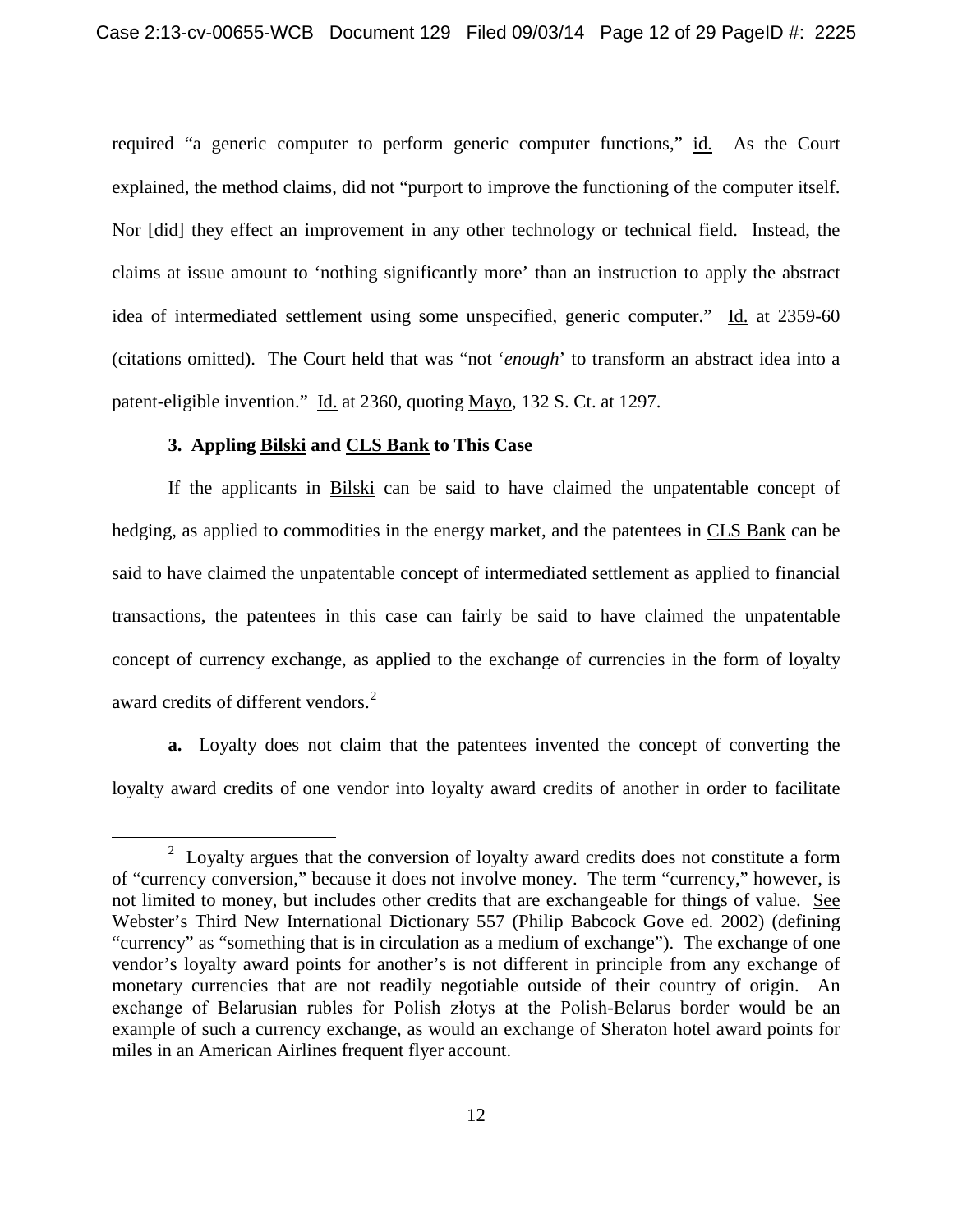required "a generic computer to perform generic computer functions," id. As the Court explained, the method claims, did not "purport to improve the functioning of the computer itself. Nor [did] they effect an improvement in any other technology or technical field. Instead, the claims at issue amount to 'nothing significantly more' than an instruction to apply the abstract idea of intermediated settlement using some unspecified, generic computer." Id. at 2359-60 (citations omitted). The Court held that was "not '*enough*' to transform an abstract idea into a patent-eligible invention." Id. at 2360, quoting Mayo, 132 S. Ct. at 1297.

**3. Appling Bilski and CLS Bank to This Case**

If the applicants in Bilski can be said to have claimed the unpatentable concept of hedging, as applied to commodities in the energy market, and the patentees in CLS Bank can be said to have claimed the unpatentable concept of intermediated settlement as applied to financial transactions, the patentees in this case can fairly be said to have claimed the unpatentable concept of currency exchange, as applied to the exchange of currencies in the form of loyalty award credits of different vendors.[2]

**a.** Loyalty does not claim that the patentees invented the concept of converting the loyalty award credits of one vendor into loyalty award credits of another in order to facilitate

[2] Loyalty argues that the conversion of loyalty award credits does not constitute a form of "currency conversion," because it does not involve money. The term "currency," however, is not limited to money, but includes other credits that are exchangeable for things of value. See Webster's Third New International Dictionary 557 (Philip Babcock Gove ed. 2002) (defining "currency" as "something that is in circulation as a medium of exchange"). The exchange of one vendor's loyalty award points for another's is not different in principle from any exchange of monetary currencies that are not readily negotiable outside of their country of origin. An exchange of Belarusian rubles for Polish złotys at the Polish-Belarus border would be an example of such a currency exchange, as would an exchange of Sheraton hotel award points for miles in an American Airlines frequent flyer account.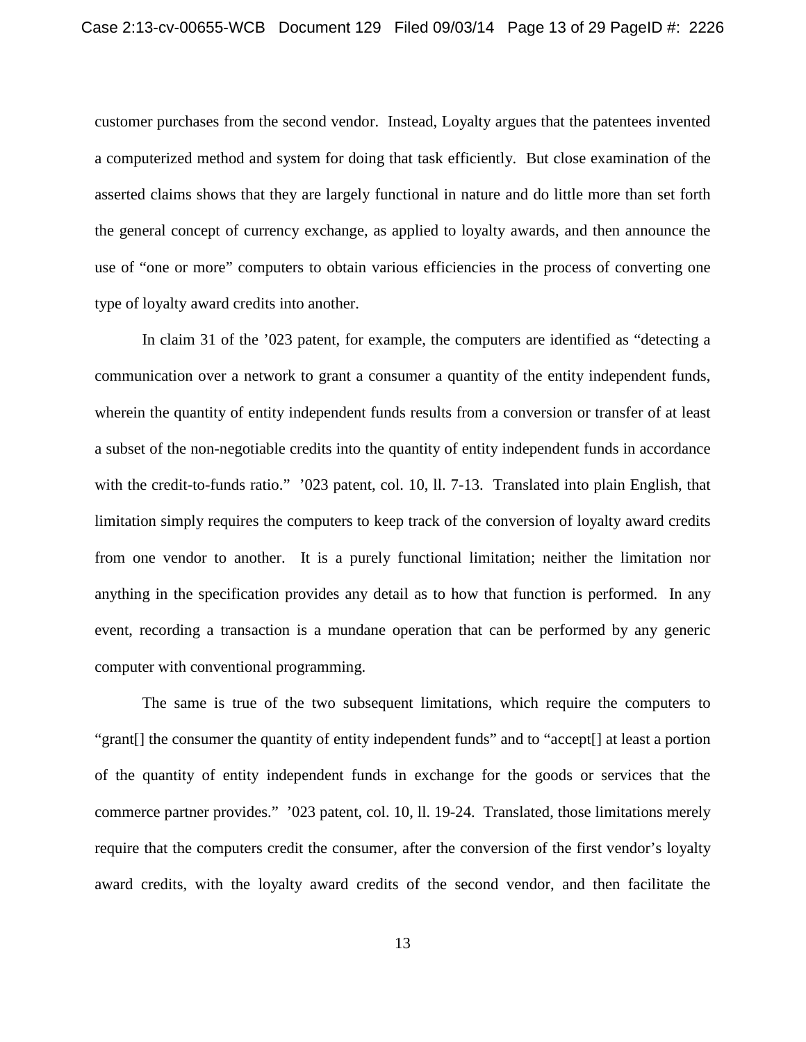customer purchases from the second vendor. Instead, Loyalty argues that the patentees invented a computerized method and system for doing that task efficiently. But close examination of the asserted claims shows that they are largely functional in nature and do little more than set forth the general concept of currency exchange, as applied to loyalty awards, and then announce the use of "one or more" computers to obtain various efficiencies in the process of converting one type of loyalty award credits into another.

In claim 31 of the '023 patent, for example, the computers are identified as "detecting a communication over a network to grant a consumer a quantity of the entity independent funds, wherein the quantity of entity independent funds results from a conversion or transfer of at least a subset of the non-negotiable credits into the quantity of entity independent funds in accordance with the credit-to-funds ratio." '023 patent, col. 10, ll. 7-13. Translated into plain English, that limitation simply requires the computers to keep track of the conversion of loyalty award credits from one vendor to another. It is a purely functional limitation; neither the limitation nor anything in the specification provides any detail as to how that function is performed. In any event, recording a transaction is a mundane operation that can be performed by any generic computer with conventional programming.

The same is true of the two subsequent limitations, which require the computers to "grant[] the consumer the quantity of entity independent funds" and to "accept[] at least a portion of the quantity of entity independent funds in exchange for the goods or services that the commerce partner provides." '023 patent, col. 10, ll. 19-24. Translated, those limitations merely require that the computers credit the consumer, after the conversion of the first vendor's loyalty award credits, with the loyalty award credits of the second vendor, and then facilitate the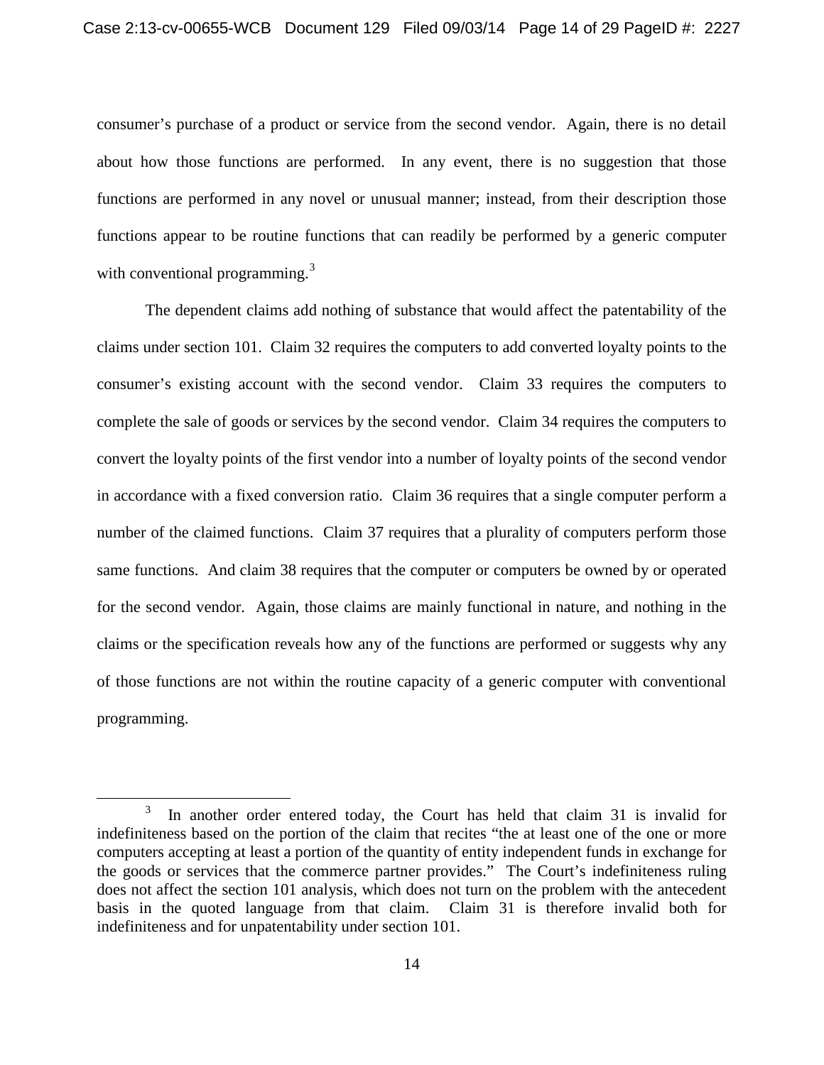consumer's purchase of a product or service from the second vendor. Again, there is no detail about how those functions are performed. In any event, there is no suggestion that those functions are performed in any novel or unusual manner; instead, from their description those functions appear to be routine functions that can readily be performed by a generic computer with conventional programming.[3]

The dependent claims add nothing of substance that would affect the patentability of the claims under section 101. Claim 32 requires the computers to add converted loyalty points to the consumer's existing account with the second vendor. Claim 33 requires the computers to complete the sale of goods or services by the second vendor. Claim 34 requires the computers to convert the loyalty points of the first vendor into a number of loyalty points of the second vendor in accordance with a fixed conversion ratio. Claim 36 requires that a single computer perform a number of the claimed functions. Claim 37 requires that a plurality of computers perform those same functions. And claim 38 requires that the computer or computers be owned by or operated for the second vendor. Again, those claims are mainly functional in nature, and nothing in the claims or the specification reveals how any of the functions are performed or suggests why any of those functions are not within the routine capacity of a generic computer with conventional programming.

---

[3] In another order entered today, the Court has held that claim 31 is invalid for indefiniteness based on the portion of the claim that recites "the at least one of the one or more computers accepting at least a portion of the quantity of entity independent funds in exchange for the goods or services that the commerce partner provides." The Court's indefiniteness ruling does not affect the section 101 analysis, which does not turn on the problem with the antecedent basis in the quoted language from that claim. Claim 31 is therefore invalid both for indefiniteness and for unpatentability under section 101.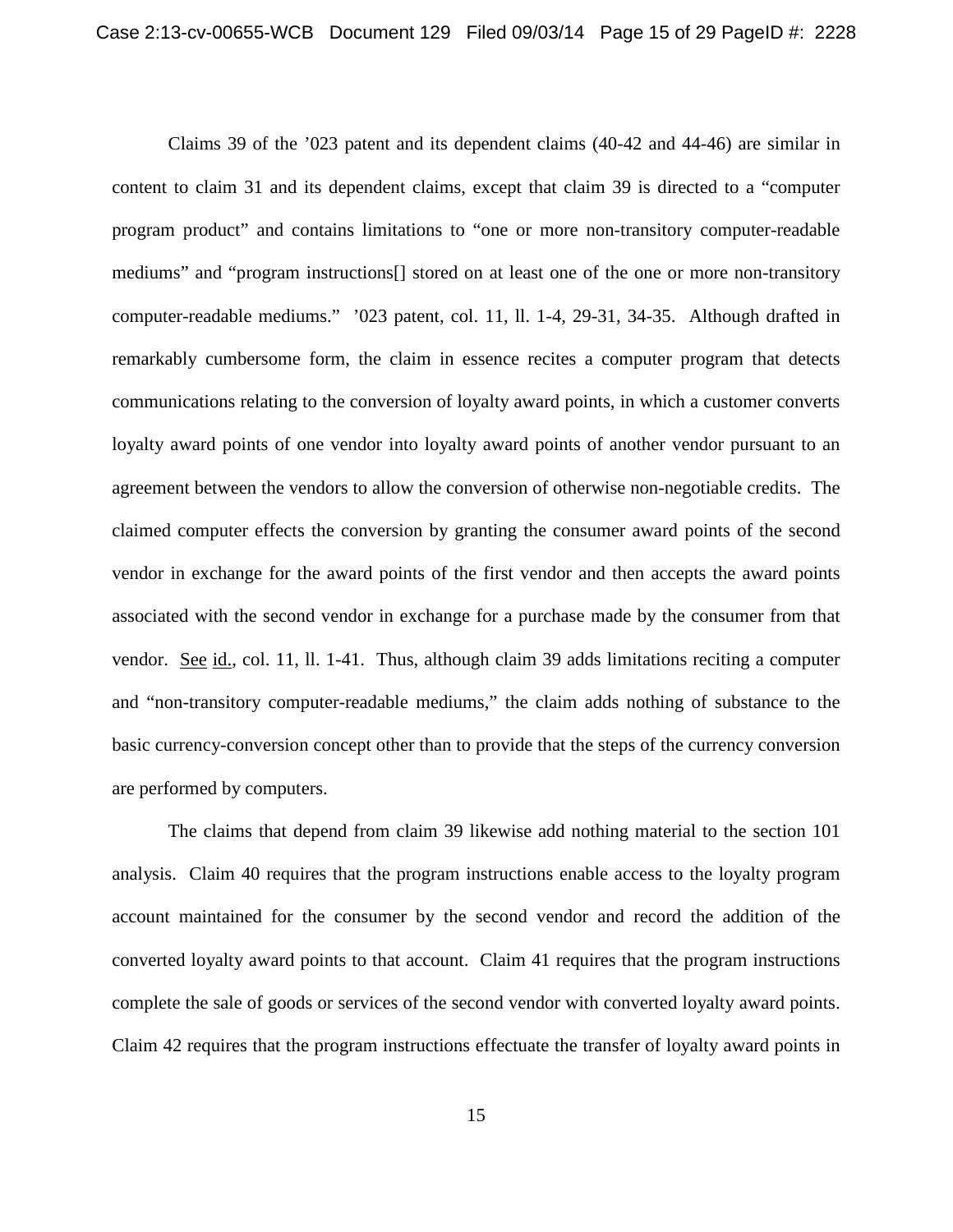Claims 39 of the ’023 patent and its dependent claims (40-42 and 44-46) are similar in content to claim 31 and its dependent claims, except that claim 39 is directed to a “computer program product” and contains limitations to “one or more non-transitory computer-readable mediums” and “program instructions[] stored on at least one of the one or more non-transitory computer-readable mediums.” ’023 patent, col. 11, ll. 1-4, 29-31, 34-35. Although drafted in remarkably cumbersome form, the claim in essence recites a computer program that detects communications relating to the conversion of loyalty award points, in which a customer converts loyalty award points of one vendor into loyalty award points of another vendor pursuant to an agreement between the vendors to allow the conversion of otherwise non-negotiable credits. The claimed computer effects the conversion by granting the consumer award points of the second vendor in exchange for the award points of the first vendor and then accepts the award points associated with the second vendor in exchange for a purchase made by the consumer from that vendor. See id., col. 11, ll. 1-41. Thus, although claim 39 adds limitations reciting a computer and “non-transitory computer-readable mediums,” the claim adds nothing of substance to the basic currency-conversion concept other than to provide that the steps of the currency conversion are performed by computers.

The claims that depend from claim 39 likewise add nothing material to the section 101 analysis. Claim 40 requires that the program instructions enable access to the loyalty program account maintained for the consumer by the second vendor and record the addition of the converted loyalty award points to that account. Claim 41 requires that the program instructions complete the sale of goods or services of the second vendor with converted loyalty award points. Claim 42 requires that the program instructions effectuate the transfer of loyalty award points in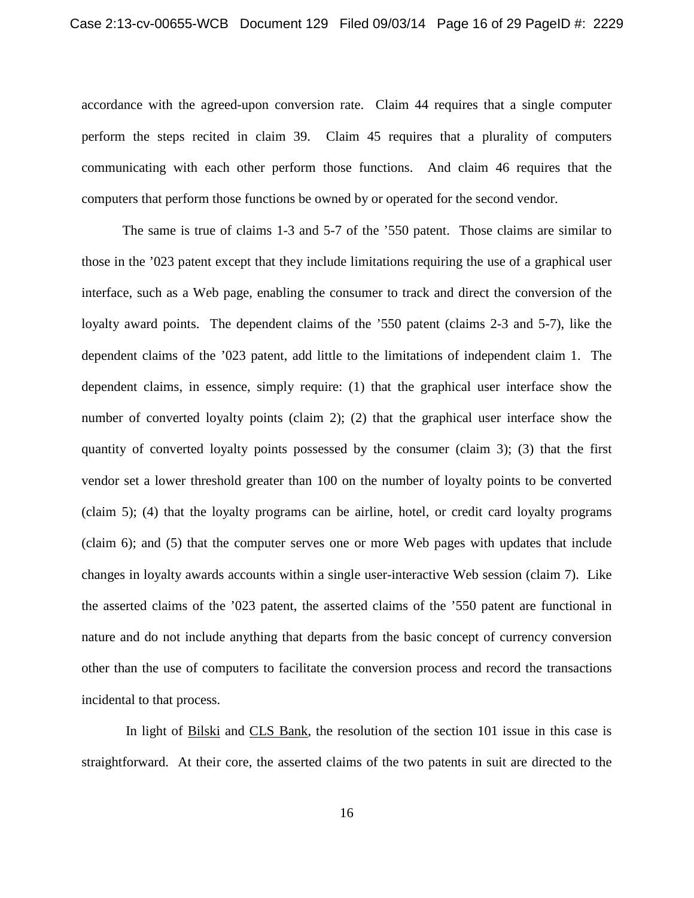accordance with the agreed-upon conversion rate. Claim 44 requires that a single computer perform the steps recited in claim 39. Claim 45 requires that a plurality of computers communicating with each other perform those functions. And claim 46 requires that the computers that perform those functions be owned by or operated for the second vendor.

The same is true of claims 1-3 and 5-7 of the ’550 patent. Those claims are similar to those in the ’023 patent except that they include limitations requiring the use of a graphical user interface, such as a Web page, enabling the consumer to track and direct the conversion of the loyalty award points. The dependent claims of the ’550 patent (claims 2-3 and 5-7), like the dependent claims of the ’023 patent, add little to the limitations of independent claim 1. The dependent claims, in essence, simply require: (1) that the graphical user interface show the number of converted loyalty points (claim 2); (2) that the graphical user interface show the quantity of converted loyalty points possessed by the consumer (claim 3); (3) that the first vendor set a lower threshold greater than 100 on the number of loyalty points to be converted (claim 5); (4) that the loyalty programs can be airline, hotel, or credit card loyalty programs (claim 6); and (5) that the computer serves one or more Web pages with updates that include changes in loyalty awards accounts within a single user-interactive Web session (claim 7). Like the asserted claims of the ’023 patent, the asserted claims of the ’550 patent are functional in nature and do not include anything that departs from the basic concept of currency conversion other than the use of computers to facilitate the conversion process and record the transactions incidental to that process.

In light of Bilski and CLS Bank, the resolution of the section 101 issue in this case is straightforward. At their core, the asserted claims of the two patents in suit are directed to the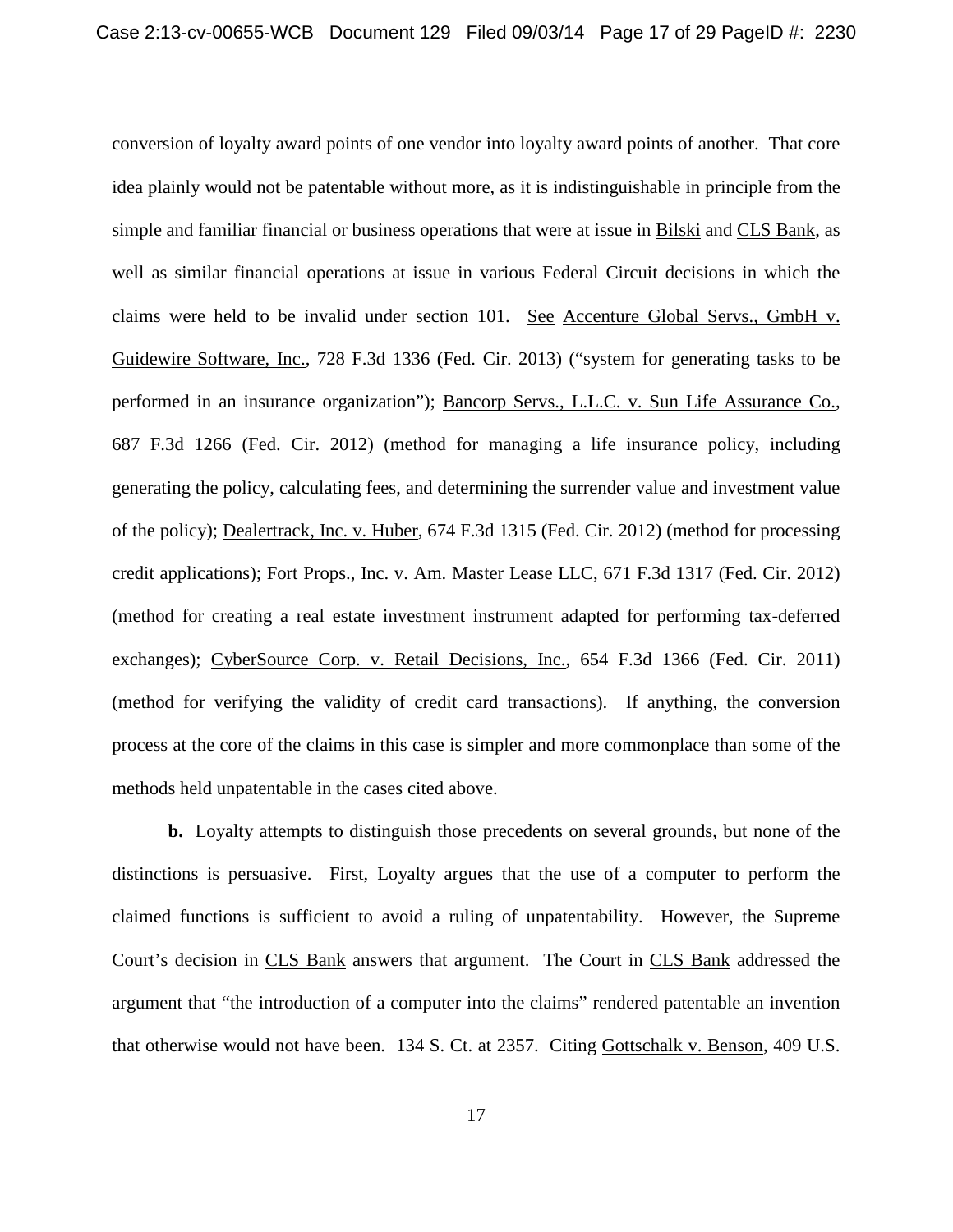conversion of loyalty award points of one vendor into loyalty award points of another. That core idea plainly would not be patentable without more, as it is indistinguishable in principle from the simple and familiar financial or business operations that were at issue in Bilski and CLS Bank, as well as similar financial operations at issue in various Federal Circuit decisions in which the claims were held to be invalid under section 101. See Accenture Global Servs., GmbH v. Guidewire Software, Inc., 728 F.3d 1336 (Fed. Cir. 2013) ("system for generating tasks to be performed in an insurance organization"); Bancorp Servs., L.L.C. v. Sun Life Assurance Co., 687 F.3d 1266 (Fed. Cir. 2012) (method for managing a life insurance policy, including generating the policy, calculating fees, and determining the surrender value and investment value of the policy); Dealertrack, Inc. v. Huber, 674 F.3d 1315 (Fed. Cir. 2012) (method for processing credit applications); Fort Props., Inc. v. Am. Master Lease LLC, 671 F.3d 1317 (Fed. Cir. 2012) (method for creating a real estate investment instrument adapted for performing tax-deferred exchanges); CyberSource Corp. v. Retail Decisions, Inc., 654 F.3d 1366 (Fed. Cir. 2011) (method for verifying the validity of credit card transactions). If anything, the conversion process at the core of the claims in this case is simpler and more commonplace than some of the methods held unpatentable in the cases cited above.

**b.** Loyalty attempts to distinguish those precedents on several grounds, but none of the distinctions is persuasive. First, Loyalty argues that the use of a computer to perform the claimed functions is sufficient to avoid a ruling of unpatentability. However, the Supreme Court's decision in CLS Bank answers that argument. The Court in CLS Bank addressed the argument that "the introduction of a computer into the claims" rendered patentable an invention that otherwise would not have been. 134 S. Ct. at 2357. Citing Gottschalk v. Benson, 409 U.S.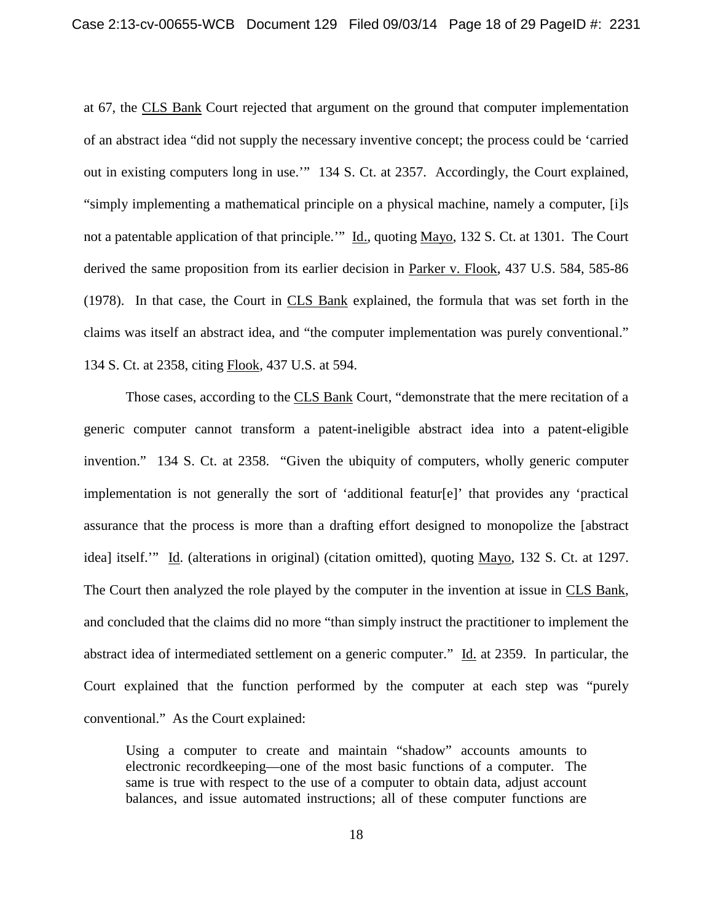at 67, the CLS Bank Court rejected that argument on the ground that computer implementation of an abstract idea "did not supply the necessary inventive concept; the process could be 'carried out in existing computers long in use.'" 134 S. Ct. at 2357. Accordingly, the Court explained, "simply implementing a mathematical principle on a physical machine, namely a computer, [i]s not a patentable application of that principle.'" Id., quoting Mayo, 132 S. Ct. at 1301. The Court derived the same proposition from its earlier decision in Parker v. Flook, 437 U.S. 584, 585-86 (1978). In that case, the Court in CLS Bank explained, the formula that was set forth in the claims was itself an abstract idea, and "the computer implementation was purely conventional." 134 S. Ct. at 2358, citing Flook, 437 U.S. at 594.

Those cases, according to the CLS Bank Court, "demonstrate that the mere recitation of a generic computer cannot transform a patent-ineligible abstract idea into a patent-eligible invention." 134 S. Ct. at 2358. "Given the ubiquity of computers, wholly generic computer implementation is not generally the sort of 'additional featur[e]' that provides any 'practical assurance that the process is more than a drafting effort designed to monopolize the [abstract idea] itself.'" Id. (alterations in original) (citation omitted), quoting Mayo, 132 S. Ct. at 1297. The Court then analyzed the role played by the computer in the invention at issue in CLS Bank, and concluded that the claims did no more "than simply instruct the practitioner to implement the abstract idea of intermediated settlement on a generic computer." Id. at 2359. In particular, the Court explained that the function performed by the computer at each step was "purely conventional." As the Court explained:

> Using a computer to create and maintain "shadow" accounts amounts to electronic recordkeeping—one of the most basic functions of a computer. The same is true with respect to the use of a computer to obtain data, adjust account balances, and issue automated instructions; all of these computer functions are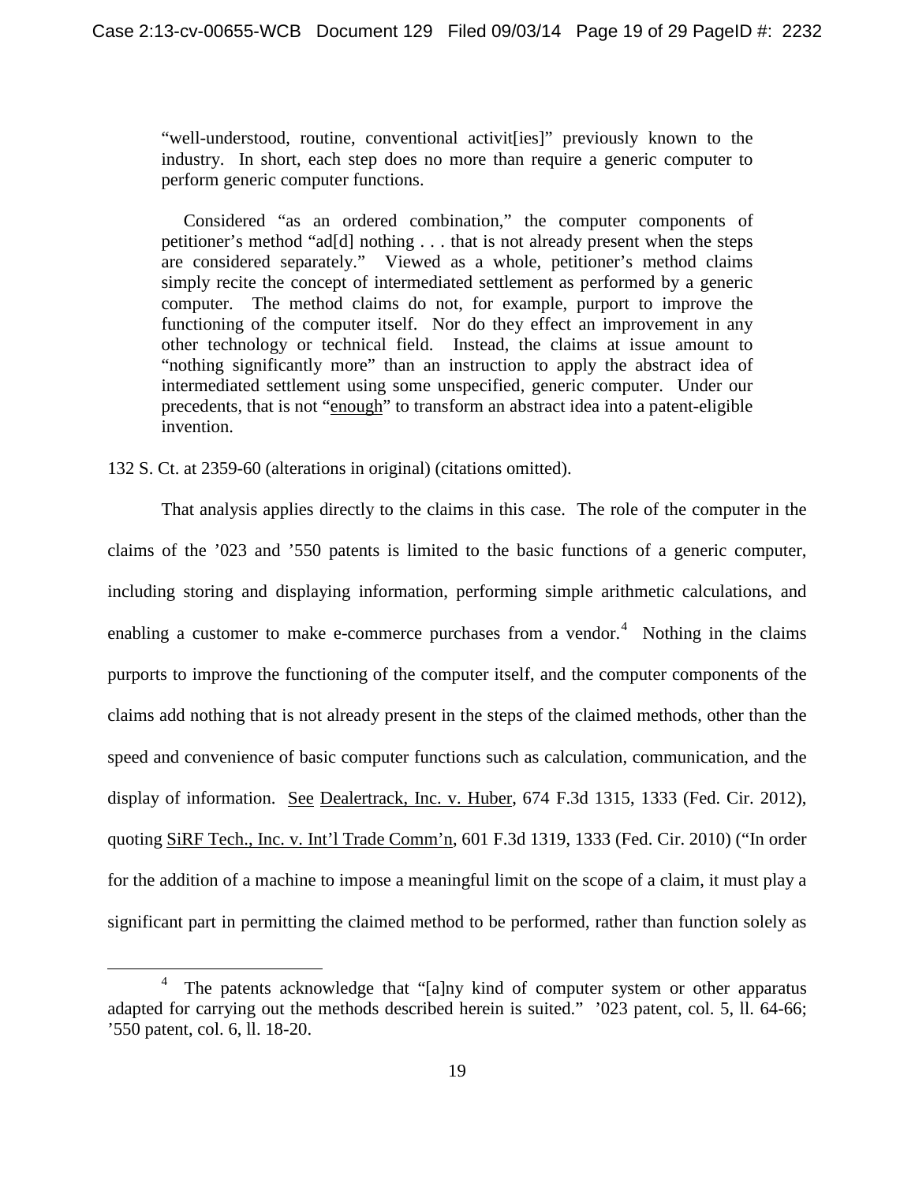> "well-understood, routine, conventional activit[ies]" previously known to the industry. In short, each step does no more than require a generic computer to perform generic computer functions.
>
> Considered "as an ordered combination," the computer components of petitioner's method "ad[d] nothing . . . that is not already present when the steps are considered separately." Viewed as a whole, petitioner's method claims simply recite the concept of intermediated settlement as performed by a generic computer. The method claims do not, for example, purport to improve the functioning of the computer itself. Nor do they effect an improvement in any other technology or technical field. Instead, the claims at issue amount to "nothing significantly more" than an instruction to apply the abstract idea of intermediated settlement using some unspecified, generic computer. Under our precedents, that is not "enough" to transform an abstract idea into a patent-eligible invention.

132 S. Ct. at 2359-60 (alterations in original) (citations omitted).

That analysis applies directly to the claims in this case. The role of the computer in the claims of the '023 and '550 patents is limited to the basic functions of a generic computer, including storing and displaying information, performing simple arithmetic calculations, and enabling a customer to make e-commerce purchases from a vendor.[4] Nothing in the claims purports to improve the functioning of the computer itself, and the computer components of the claims add nothing that is not already present in the steps of the claimed methods, other than the speed and convenience of basic computer functions such as calculation, communication, and the display of information. See Dealertrack, Inc. v. Huber, 674 F.3d 1315, 1333 (Fed. Cir. 2012), quoting SiRF Tech., Inc. v. Int'l Trade Comm'n, 601 F.3d 1319, 1333 (Fed. Cir. 2010) ("In order for the addition of a machine to impose a meaningful limit on the scope of a claim, it must play a significant part in permitting the claimed method to be performed, rather than function solely as

---

[4] The patents acknowledge that "[a]ny kind of computer system or other apparatus adapted for carrying out the methods described herein is suited." '023 patent, col. 5, ll. 64-66; '550 patent, col. 6, ll. 18-20.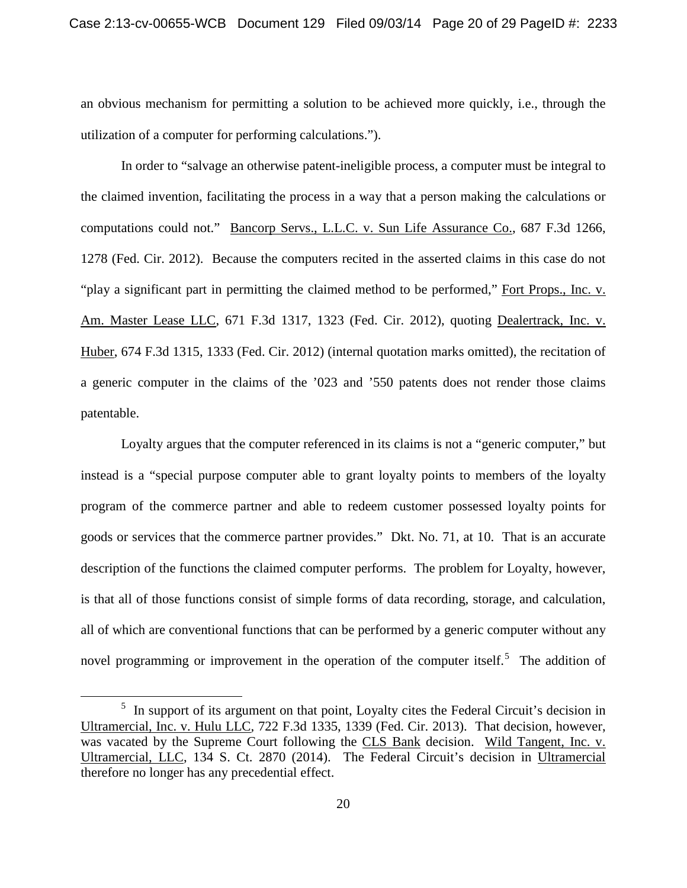an obvious mechanism for permitting a solution to be achieved more quickly, i.e., through the utilization of a computer for performing calculations.").

In order to "salvage an otherwise patent-ineligible process, a computer must be integral to the claimed invention, facilitating the process in a way that a person making the calculations or computations could not." Bancorp Servs., L.L.C. v. Sun Life Assurance Co., 687 F.3d 1266, 1278 (Fed. Cir. 2012). Because the computers recited in the asserted claims in this case do not "play a significant part in permitting the claimed method to be performed," Fort Props., Inc. v. Am. Master Lease LLC, 671 F.3d 1317, 1323 (Fed. Cir. 2012), quoting Dealertrack, Inc. v. Huber, 674 F.3d 1315, 1333 (Fed. Cir. 2012) (internal quotation marks omitted), the recitation of a generic computer in the claims of the '023 and '550 patents does not render those claims patentable.

Loyalty argues that the computer referenced in its claims is not a "generic computer," but instead is a "special purpose computer able to grant loyalty points to members of the loyalty program of the commerce partner and able to redeem customer possessed loyalty points for goods or services that the commerce partner provides." Dkt. No. 71, at 10. That is an accurate description of the functions the claimed computer performs. The problem for Loyalty, however, is that all of those functions consist of simple forms of data recording, storage, and calculation, all of which are conventional functions that can be performed by a generic computer without any novel programming or improvement in the operation of the computer itself.[5] The addition of

[5] In support of its argument on that point, Loyalty cites the Federal Circuit's decision in Ultramercial, Inc. v. Hulu LLC, 722 F.3d 1335, 1339 (Fed. Cir. 2013). That decision, however, was vacated by the Supreme Court following the CLS Bank decision. Wild Tangent, Inc. v. Ultramercial, LLC, 134 S. Ct. 2870 (2014). The Federal Circuit's decision in Ultramercial therefore no longer has any precedential effect.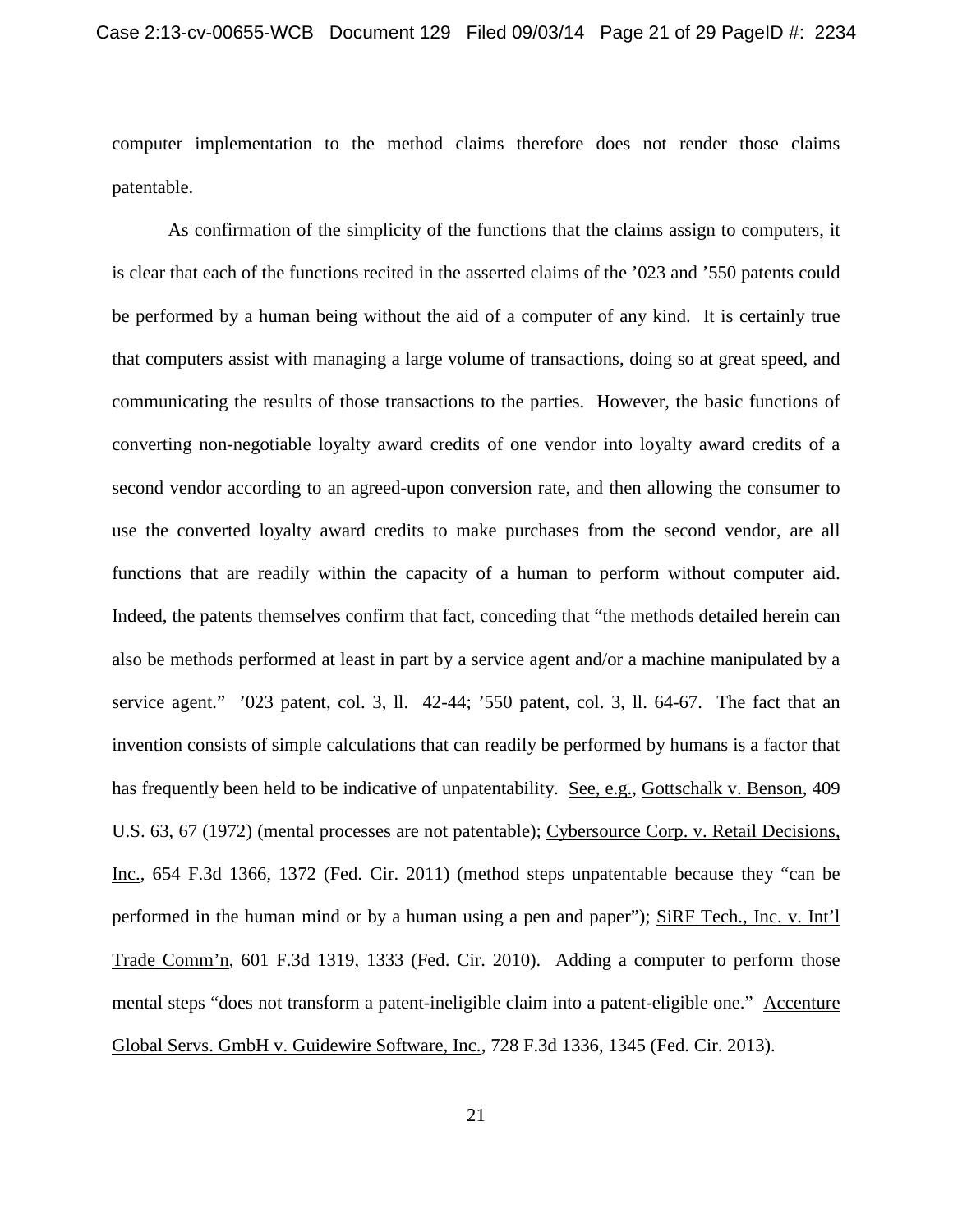computer implementation to the method claims therefore does not render those claims patentable.

As confirmation of the simplicity of the functions that the claims assign to computers, it is clear that each of the functions recited in the asserted claims of the '023 and '550 patents could be performed by a human being without the aid of a computer of any kind. It is certainly true that computers assist with managing a large volume of transactions, doing so at great speed, and communicating the results of those transactions to the parties. However, the basic functions of converting non-negotiable loyalty award credits of one vendor into loyalty award credits of a second vendor according to an agreed-upon conversion rate, and then allowing the consumer to use the converted loyalty award credits to make purchases from the second vendor, are all functions that are readily within the capacity of a human to perform without computer aid. Indeed, the patents themselves confirm that fact, conceding that "the methods detailed herein can also be methods performed at least in part by a service agent and/or a machine manipulated by a service agent." '023 patent, col. 3, ll. 42-44; '550 patent, col. 3, ll. 64-67. The fact that an invention consists of simple calculations that can readily be performed by humans is a factor that has frequently been held to be indicative of unpatentability. See, e.g., Gottschalk v. Benson, 409 U.S. 63, 67 (1972) (mental processes are not patentable); Cybersource Corp. v. Retail Decisions, Inc., 654 F.3d 1366, 1372 (Fed. Cir. 2011) (method steps unpatentable because they "can be performed in the human mind or by a human using a pen and paper"); SiRF Tech., Inc. v. Int'l Trade Comm'n, 601 F.3d 1319, 1333 (Fed. Cir. 2010). Adding a computer to perform those mental steps "does not transform a patent-ineligible claim into a patent-eligible one." Accenture Global Servs. GmbH v. Guidewire Software, Inc., 728 F.3d 1336, 1345 (Fed. Cir. 2013).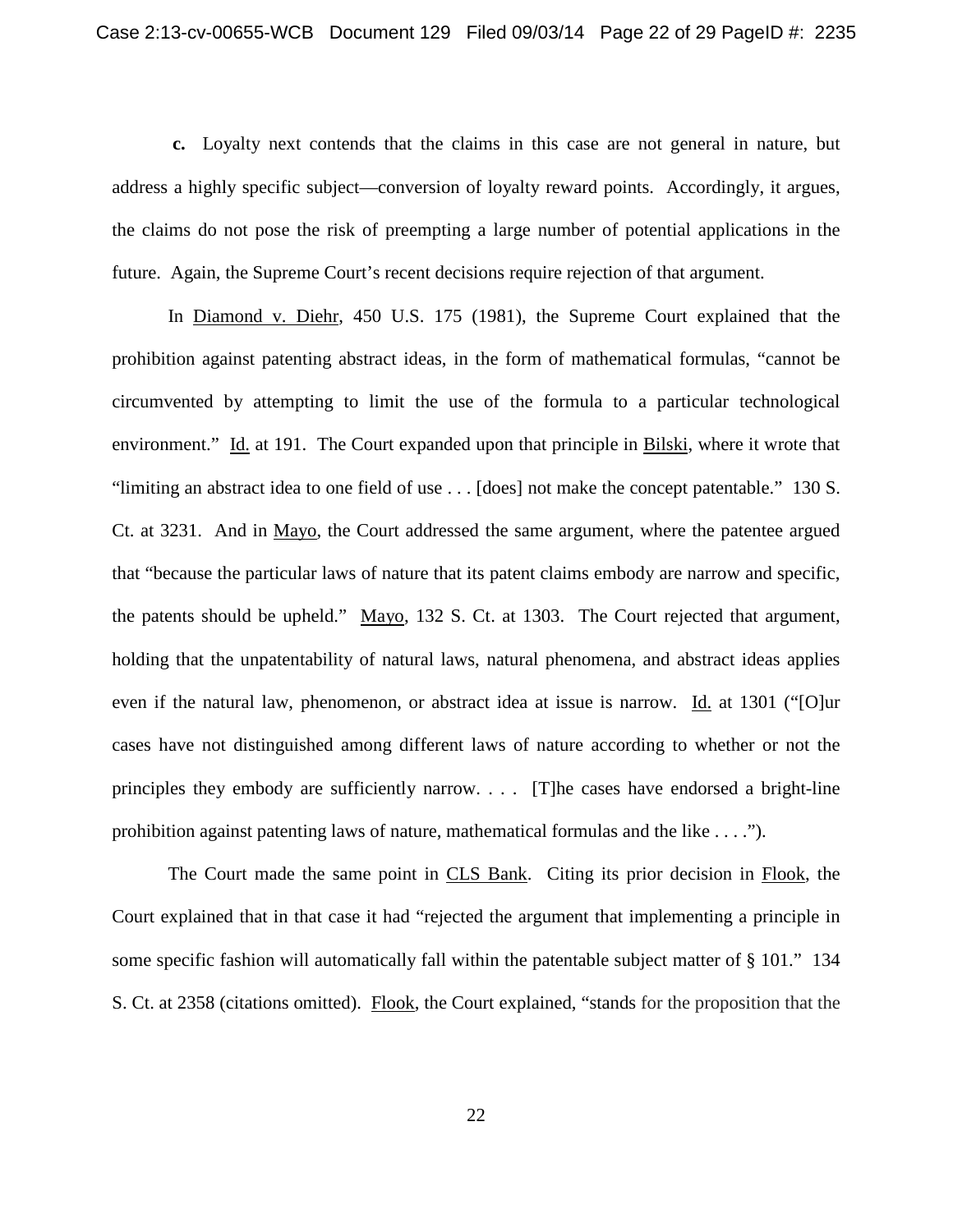**c.** Loyalty next contends that the claims in this case are not general in nature, but address a highly specific subject—conversion of loyalty reward points. Accordingly, it argues, the claims do not pose the risk of preempting a large number of potential applications in the future. Again, the Supreme Court's recent decisions require rejection of that argument.

In Diamond v. Diehr, 450 U.S. 175 (1981), the Supreme Court explained that the prohibition against patenting abstract ideas, in the form of mathematical formulas, "cannot be circumvented by attempting to limit the use of the formula to a particular technological environment." Id. at 191. The Court expanded upon that principle in Bilski, where it wrote that "limiting an abstract idea to one field of use . . . [does] not make the concept patentable." 130 S. Ct. at 3231. And in Mayo, the Court addressed the same argument, where the patentee argued that "because the particular laws of nature that its patent claims embody are narrow and specific, the patents should be upheld." Mayo, 132 S. Ct. at 1303. The Court rejected that argument, holding that the unpatentability of natural laws, natural phenomena, and abstract ideas applies even if the natural law, phenomenon, or abstract idea at issue is narrow. Id. at 1301 ("[O]ur cases have not distinguished among different laws of nature according to whether or not the principles they embody are sufficiently narrow. . . . [T]he cases have endorsed a bright-line prohibition against patenting laws of nature, mathematical formulas and the like . . . .").

The Court made the same point in CLS Bank. Citing its prior decision in Flook, the Court explained that in that case it had "rejected the argument that implementing a principle in some specific fashion will automatically fall within the patentable subject matter of § 101." 134 S. Ct. at 2358 (citations omitted). Flook, the Court explained, "stands for the proposition that the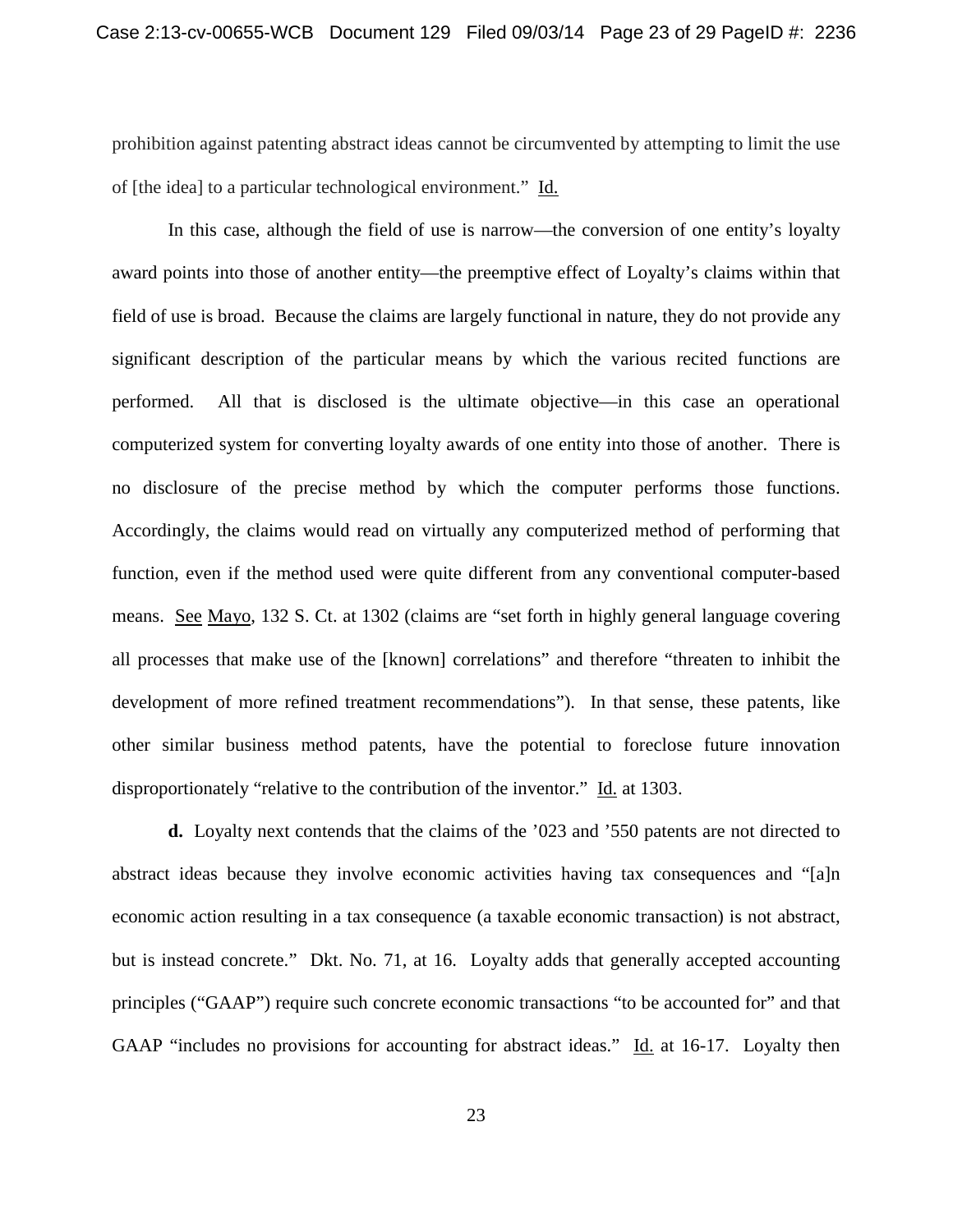prohibition against patenting abstract ideas cannot be circumvented by attempting to limit the use of [the idea] to a particular technological environment." Id.

In this case, although the field of use is narrow—the conversion of one entity's loyalty award points into those of another entity—the preemptive effect of Loyalty's claims within that field of use is broad. Because the claims are largely functional in nature, they do not provide any significant description of the particular means by which the various recited functions are performed. All that is disclosed is the ultimate objective—in this case an operational computerized system for converting loyalty awards of one entity into those of another. There is no disclosure of the precise method by which the computer performs those functions. Accordingly, the claims would read on virtually any computerized method of performing that function, even if the method used were quite different from any conventional computer-based means. See Mayo, 132 S. Ct. at 1302 (claims are "set forth in highly general language covering all processes that make use of the [known] correlations" and therefore "threaten to inhibit the development of more refined treatment recommendations"). In that sense, these patents, like other similar business method patents, have the potential to foreclose future innovation disproportionately "relative to the contribution of the inventor." Id. at 1303.

**d.** Loyalty next contends that the claims of the '023 and '550 patents are not directed to abstract ideas because they involve economic activities having tax consequences and "[a]n economic action resulting in a tax consequence (a taxable economic transaction) is not abstract, but is instead concrete." Dkt. No. 71, at 16. Loyalty adds that generally accepted accounting principles ("GAAP") require such concrete economic transactions "to be accounted for" and that GAAP "includes no provisions for accounting for abstract ideas." Id. at 16-17. Loyalty then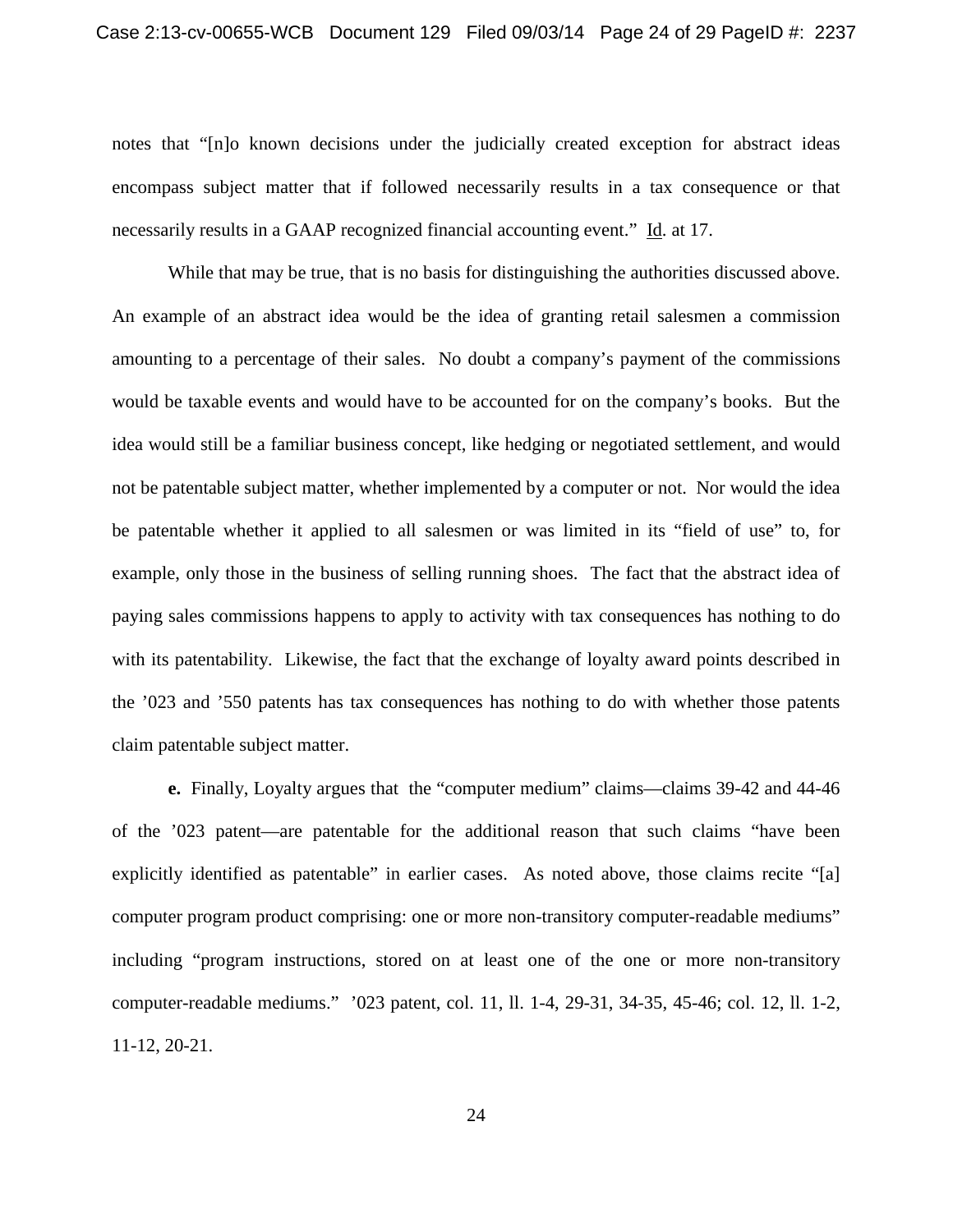notes that "[n]o known decisions under the judicially created exception for abstract ideas encompass subject matter that if followed necessarily results in a tax consequence or that necessarily results in a GAAP recognized financial accounting event." Id. at 17.

While that may be true, that is no basis for distinguishing the authorities discussed above. An example of an abstract idea would be the idea of granting retail salesmen a commission amounting to a percentage of their sales. No doubt a company's payment of the commissions would be taxable events and would have to be accounted for on the company's books. But the idea would still be a familiar business concept, like hedging or negotiated settlement, and would not be patentable subject matter, whether implemented by a computer or not. Nor would the idea be patentable whether it applied to all salesmen or was limited in its "field of use" to, for example, only those in the business of selling running shoes. The fact that the abstract idea of paying sales commissions happens to apply to activity with tax consequences has nothing to do with its patentability. Likewise, the fact that the exchange of loyalty award points described in the '023 and '550 patents has tax consequences has nothing to do with whether those patents claim patentable subject matter.

**e.** Finally, Loyalty argues that the "computer medium" claims—claims 39-42 and 44-46 of the '023 patent—are patentable for the additional reason that such claims "have been explicitly identified as patentable" in earlier cases. As noted above, those claims recite "[a] computer program product comprising: one or more non-transitory computer-readable mediums" including "program instructions, stored on at least one of the one or more non-transitory computer-readable mediums." '023 patent, col. 11, ll. 1-4, 29-31, 34-35, 45-46; col. 12, ll. 1-2, 11-12, 20-21.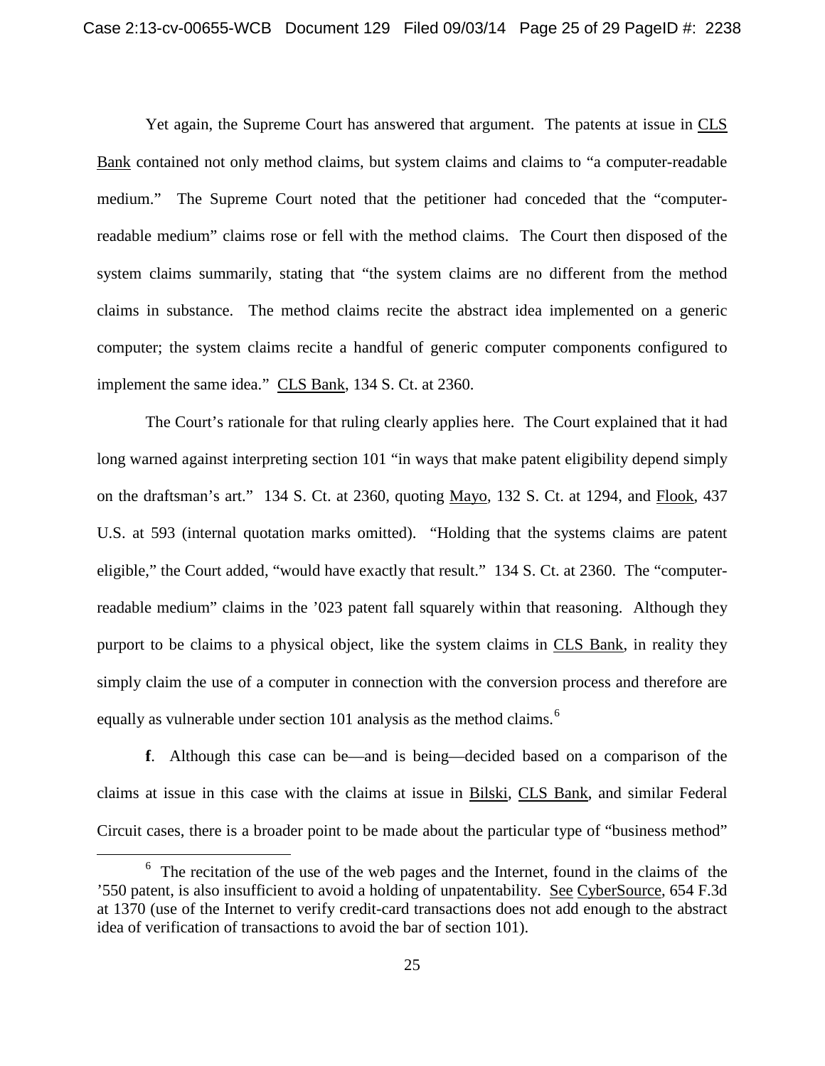Yet again, the Supreme Court has answered that argument. The patents at issue in CLS Bank contained not only method claims, but system claims and claims to "a computer-readable medium." The Supreme Court noted that the petitioner had conceded that the "computer-readable medium" claims rose or fell with the method claims. The Court then disposed of the system claims summarily, stating that "the system claims are no different from the method claims in substance. The method claims recite the abstract idea implemented on a generic computer; the system claims recite a handful of generic computer components configured to implement the same idea." CLS Bank, 134 S. Ct. at 2360.

The Court's rationale for that ruling clearly applies here. The Court explained that it had long warned against interpreting section 101 "in ways that make patent eligibility depend simply on the draftsman's art." 134 S. Ct. at 2360, quoting Mayo, 132 S. Ct. at 1294, and Flook, 437 U.S. at 593 (internal quotation marks omitted). "Holding that the systems claims are patent eligible," the Court added, "would have exactly that result." 134 S. Ct. at 2360. The "computer-readable medium" claims in the '023 patent fall squarely within that reasoning. Although they purport to be claims to a physical object, like the system claims in CLS Bank, in reality they simply claim the use of a computer in connection with the conversion process and therefore are equally as vulnerable under section 101 analysis as the method claims.[6]

**f**. Although this case can be—and is being—decided based on a comparison of the claims at issue in this case with the claims at issue in Bilski, CLS Bank, and similar Federal Circuit cases, there is a broader point to be made about the particular type of "business method"

[6] The recitation of the use of the web pages and the Internet, found in the claims of the '550 patent, is also insufficient to avoid a holding of unpatentability. See CyberSource, 654 F.3d at 1370 (use of the Internet to verify credit-card transactions does not add enough to the abstract idea of verification of transactions to avoid the bar of section 101).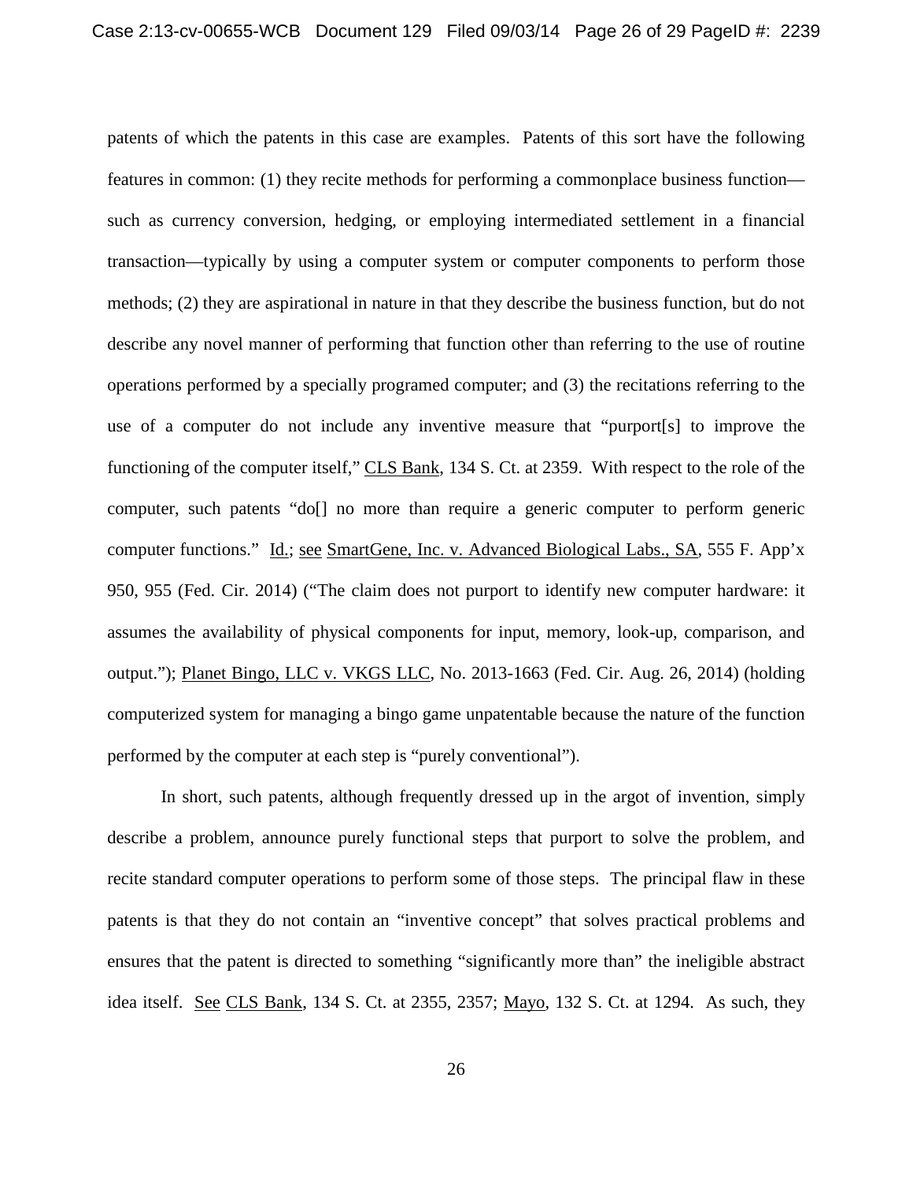patents of which the patents in this case are examples. Patents of this sort have the following features in common: (1) they recite methods for performing a commonplace business function—such as currency conversion, hedging, or employing intermediated settlement in a financial transaction—typically by using a computer system or computer components to perform those methods; (2) they are aspirational in nature in that they describe the business function, but do not describe any novel manner of performing that function other than referring to the use of routine operations performed by a specially programed computer; and (3) the recitations referring to the use of a computer do not include any inventive measure that "purport[s] to improve the functioning of the computer itself," CLS Bank, 134 S. Ct. at 2359. With respect to the role of the computer, such patents "do[] no more than require a generic computer to perform generic computer functions." Id.; see SmartGene, Inc. v. Advanced Biological Labs., SA, 555 F. App'x 950, 955 (Fed. Cir. 2014) ("The claim does not purport to identify new computer hardware: it assumes the availability of physical components for input, memory, look-up, comparison, and output."); Planet Bingo, LLC v. VKGS LLC, No. 2013-1663 (Fed. Cir. Aug. 26, 2014) (holding computerized system for managing a bingo game unpatentable because the nature of the function performed by the computer at each step is "purely conventional").

In short, such patents, although frequently dressed up in the argot of invention, simply describe a problem, announce purely functional steps that purport to solve the problem, and recite standard computer operations to perform some of those steps. The principal flaw in these patents is that they do not contain an "inventive concept" that solves practical problems and ensures that the patent is directed to something "significantly more than" the ineligible abstract idea itself. See CLS Bank, 134 S. Ct. at 2355, 2357; Mayo, 132 S. Ct. at 1294. As such, they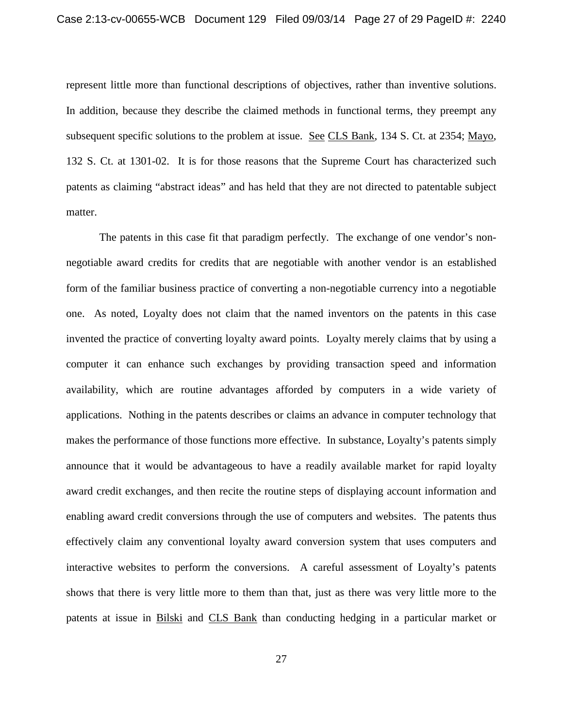represent little more than functional descriptions of objectives, rather than inventive solutions. In addition, because they describe the claimed methods in functional terms, they preempt any subsequent specific solutions to the problem at issue. See CLS Bank, 134 S. Ct. at 2354; Mayo, 132 S. Ct. at 1301-02. It is for those reasons that the Supreme Court has characterized such patents as claiming "abstract ideas" and has held that they are not directed to patentable subject matter.

The patents in this case fit that paradigm perfectly. The exchange of one vendor's non-negotiable award credits for credits that are negotiable with another vendor is an established form of the familiar business practice of converting a non-negotiable currency into a negotiable one. As noted, Loyalty does not claim that the named inventors on the patents in this case invented the practice of converting loyalty award points. Loyalty merely claims that by using a computer it can enhance such exchanges by providing transaction speed and information availability, which are routine advantages afforded by computers in a wide variety of applications. Nothing in the patents describes or claims an advance in computer technology that makes the performance of those functions more effective. In substance, Loyalty's patents simply announce that it would be advantageous to have a readily available market for rapid loyalty award credit exchanges, and then recite the routine steps of displaying account information and enabling award credit conversions through the use of computers and websites. The patents thus effectively claim any conventional loyalty award conversion system that uses computers and interactive websites to perform the conversions. A careful assessment of Loyalty's patents shows that there is very little more to them than that, just as there was very little more to the patents at issue in Bilski and CLS Bank than conducting hedging in a particular market or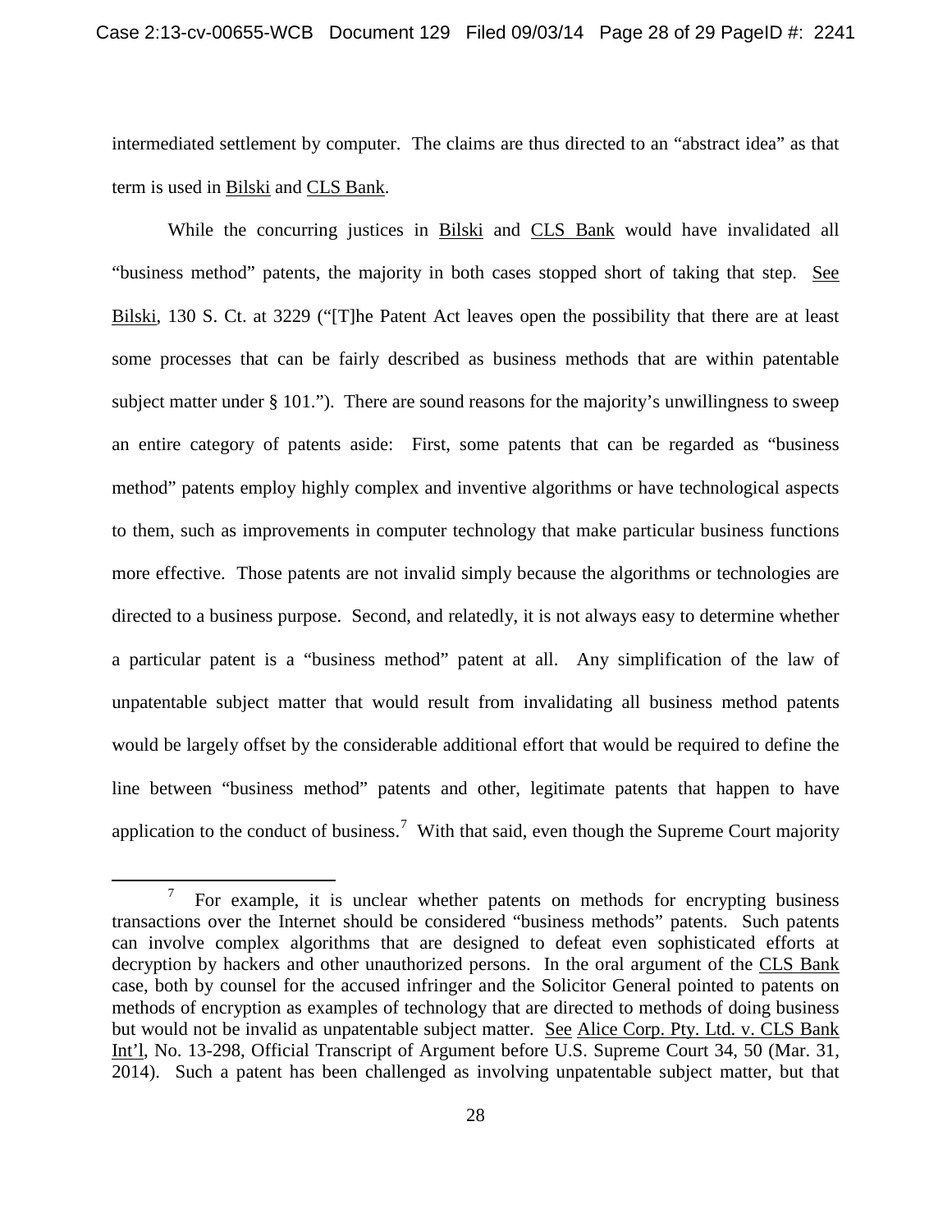intermediated settlement by computer. The claims are thus directed to an "abstract idea" as that term is used in Bilski and CLS Bank.

While the concurring justices in Bilski and CLS Bank would have invalidated all "business method" patents, the majority in both cases stopped short of taking that step. See Bilski, 130 S. Ct. at 3229 ("[T]he Patent Act leaves open the possibility that there are at least some processes that can be fairly described as business methods that are within patentable subject matter under § 101."). There are sound reasons for the majority's unwillingness to sweep an entire category of patents aside: First, some patents that can be regarded as "business method" patents employ highly complex and inventive algorithms or have technological aspects to them, such as improvements in computer technology that make particular business functions more effective. Those patents are not invalid simply because the algorithms or technologies are directed to a business purpose. Second, and relatedly, it is not always easy to determine whether a particular patent is a "business method" patent at all. Any simplification of the law of unpatentable subject matter that would result from invalidating all business method patents would be largely offset by the considerable additional effort that would be required to define the line between "business method" patents and other, legitimate patents that happen to have application to the conduct of business.[7] With that said, even though the Supreme Court majority

[7] For example, it is unclear whether patents on methods for encrypting business transactions over the Internet should be considered "business methods" patents. Such patents can involve complex algorithms that are designed to defeat even sophisticated efforts at decryption by hackers and other unauthorized persons. In the oral argument of the CLS Bank case, both by counsel for the accused infringer and the Solicitor General pointed to patents on methods of encryption as examples of technology that are directed to methods of doing business but would not be invalid as unpatentable subject matter. See Alice Corp. Pty. Ltd. v. CLS Bank Int'l, No. 13-298, Official Transcript of Argument before U.S. Supreme Court 34, 50 (Mar. 31, 2014). Such a patent has been challenged as involving unpatentable subject matter, but that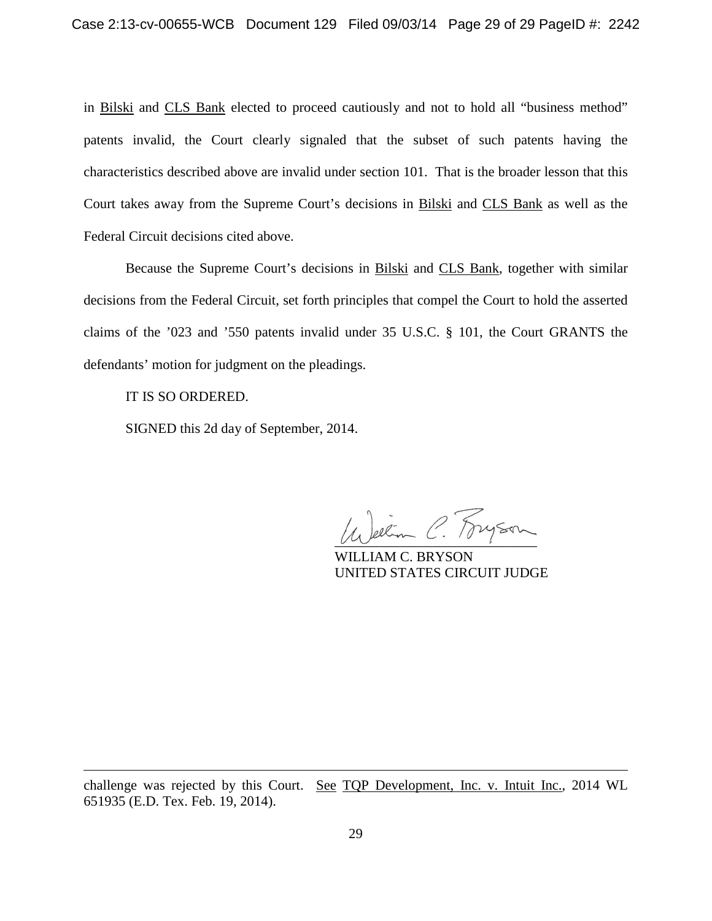in Bilski and CLS Bank elected to proceed cautiously and not to hold all "business method" patents invalid, the Court clearly signaled that the subset of such patents having the characteristics described above are invalid under section 101. That is the broader lesson that this Court takes away from the Supreme Court's decisions in Bilski and CLS Bank as well as the Federal Circuit decisions cited above.

Because the Supreme Court's decisions in Bilski and CLS Bank, together with similar decisions from the Federal Circuit, set forth principles that compel the Court to hold the asserted claims of the '023 and '550 patents invalid under 35 U.S.C. § 101, the Court GRANTS the defendants' motion for judgment on the pleadings.

IT IS SO ORDERED.

SIGNED this 2d day of September, 2014.

WILLIAM C. BRYSON
UNITED STATES CIRCUIT JUDGE

---

challenge was rejected by this Court. See TQP Development, Inc. v. Intuit Inc., 2014 WL 651935 (E.D. Tex. Feb. 19, 2014).